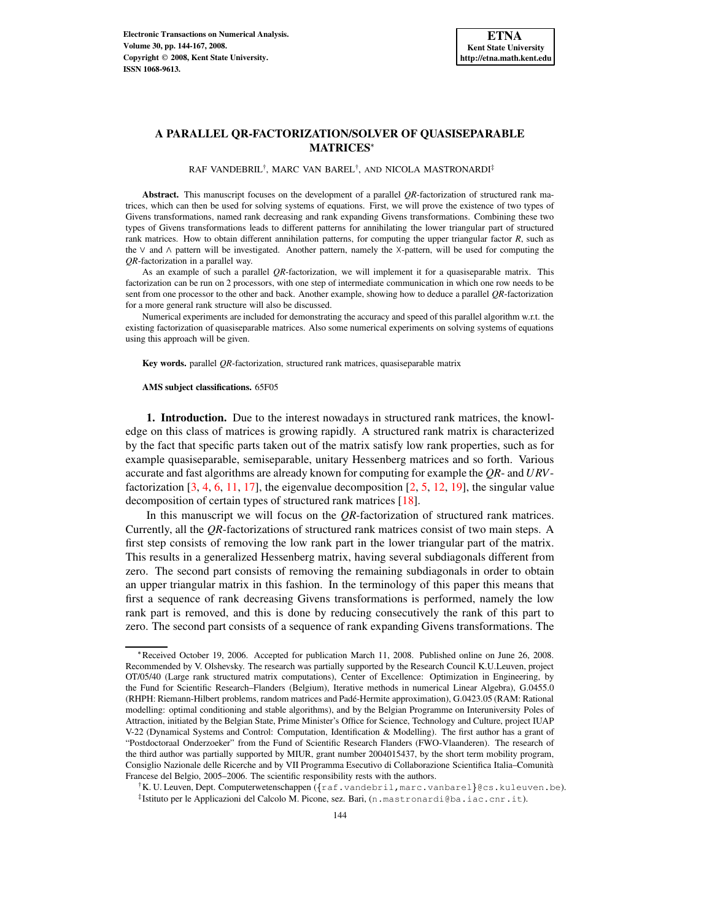# A PARALLEL QR-FACTORIZATION/SOLVER OF QUASISEPARABLE MATRICES*

RAF VANDEBRIL†, MARC VAN BAREL†, AND NICOLA MASTRONARDI‡

**Abstract.** This manuscript focuses on the development of a parallel *QR*-factorization of structured rank matrices, which can then be used for solving systems of equations. First, we will prove the existence of two types of Givens transformations, named rank decreasing and rank expanding Givens transformations. Combining these two types of Givens transformations leads to different patterns for annihilating the lower triangular part of structured rank matrices. How to obtain different annihilation patterns, for computing the upper triangular factor *R*, such as the ∨ and ∧ pattern will be investigated. Another pattern, namely the X-pattern, will be used for computing the *QR*-factorization in a parallel way.

As an example of such a parallel *QR*-factorization, we will implement it for a quasiseparable matrix. This factorization can be run on 2 processors, with one step of intermediate communication in which one row needs to be sent from one processor to the other and back. Another example, showing how to deduce a parallel *QR*-factorization for a more general rank structure will also be discussed.

Numerical experiments are included for demonstrating the accuracy and speed of this parallel algorithm w.r.t. the existing factorization of quasiseparable matrices. Also some numerical experiments on solving systems of equations using this approach will be given.

**Key words.** parallel *QR*-factorization, structured rank matrices, quasiseparable matrix

**AMS subject classifications.** 65F05

## 1. Introduction.

Due to the interest nowadays in structured rank matrices, the knowledge on this class of matrices is growing rapidly. A structured rank matrix is characterized by the fact that specific parts taken out of the matrix satisfy low rank properties, such as for example quasiseparable, semiseparable, unitary Hessenberg matrices and so forth. Various accurate and fast algorithms are already known for computing for example the *QR*- and *URV*-factorization [3, 4, 6, 11, 17], the eigenvalue decomposition [2, 5, 12, 19], the singular value decomposition of certain types of structured rank matrices [18].

In this manuscript we will focus on the *QR*-factorization of structured rank matrices. Currently, all the *QR*-factorizations of structured rank matrices consist of two main steps. A first step consists of removing the low rank part in the lower triangular part of the matrix. This results in a generalized Hessenberg matrix, having several subdiagonals different from zero. The second part consists of removing the remaining subdiagonals in order to obtain an upper triangular matrix in this fashion. In the terminology of this paper this means that first a sequence of rank decreasing Givens transformations is performed, namely the low rank part is removed, and this is done by reducing consecutively the rank of this part to zero. The second part consists of a sequence of rank expanding Givens transformations. The

---

*Received October 19, 2006. Accepted for publication March 11, 2008. Published online on June 26, 2008. Recommended by V. Olshevsky. The research was partially supported by the Research Council K.U.Leuven, project OT/05/40 (Large rank structured matrix computations), Center of Excellence: Optimization in Engineering, by the Fund for Scientific Research–Flanders (Belgium), Iterative methods in numerical Linear Algebra), G.0455.0 (RHPH: Riemann-Hilbert problems, random matrices and Padé-Hermite approximation), G.0423.05 (RAM: Rational modelling: optimal conditioning and stable algorithms), and by the Belgian Programme on Interuniversity Poles of Attraction, initiated by the Belgian State, Prime Minister's Office for Science, Technology and Culture, project IUAP V-22 (Dynamical Systems and Control: Computation, Identification & Modelling). The first author has a grant of "Postdoctoraal Onderzoeker" from the Fund of Scientific Research Flanders (FWO-Vlaanderen). The research of the third author was partially supported by MIUR, grant number 2004015437, by the short term mobility program, Consiglio Nazionale delle Ricerche and by VII Programma Esecutivo di Collaborazione Scientifica Italia–Comunità Francese del Belgio, 2005–2006. The scientific responsibility rests with the authors.

†K. U. Leuven, Dept. Computerwetenschappen ({raf.vandebril,marc.vanbarel}@cs.kuleuven.be).

‡Istituto per le Applicazioni del Calcolo M. Picone, sez. Bari, (n.mastronardi@ba.iac.cnr.it).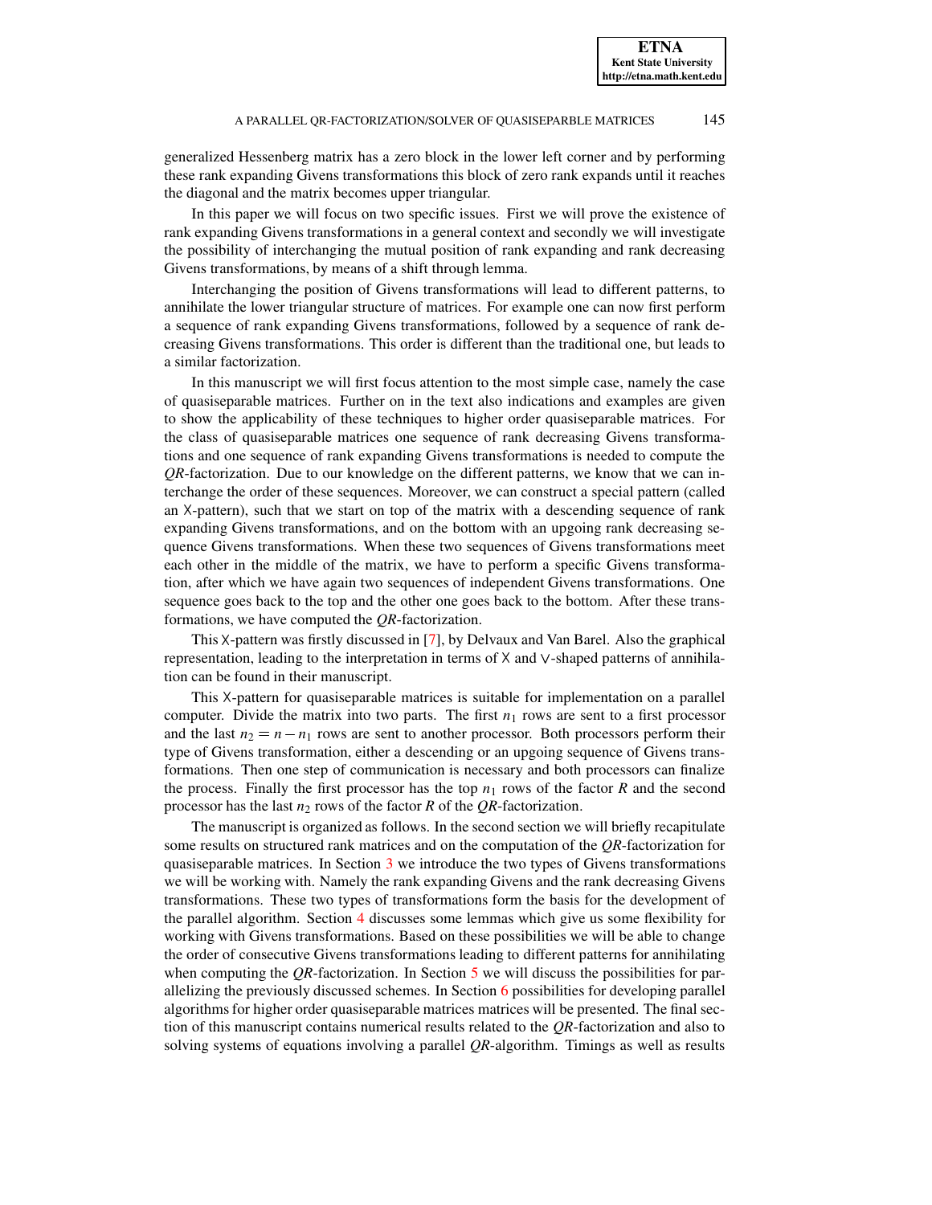generalized Hessenberg matrix has a zero block in the lower left corner and by performing these rank expanding Givens transformations this block of zero rank expands until it reaches the diagonal and the matrix becomes upper triangular.

In this paper we will focus on two specific issues. First we will prove the existence of rank expanding Givens transformations in a general context and secondly we will investigate the possibility of interchanging the mutual position of rank expanding and rank decreasing Givens transformations, by means of a shift through lemma.

Interchanging the position of Givens transformations will lead to different patterns, to annihilate the lower triangular structure of matrices. For example one can now first perform a sequence of rank expanding Givens transformations, followed by a sequence of rank decreasing Givens transformations. This order is different than the traditional one, but leads to a similar factorization.

In this manuscript we will first focus attention to the most simple case, namely the case of quasiseparable matrices. Further on in the text also indications and examples are given to show the applicability of these techniques to higher order quasiseparable matrices. For the class of quasiseparable matrices one sequence of rank decreasing Givens transformations and one sequence of rank expanding Givens transformations is needed to compute the *QR*-factorization. Due to our knowledge on the different patterns, we know that we can interchange the order of these sequences. Moreover, we can construct a special pattern (called an X-pattern), such that we start on top of the matrix with a descending sequence of rank expanding Givens transformations, and on the bottom with an upgoing rank decreasing sequence Givens transformations. When these two sequences of Givens transformations meet each other in the middle of the matrix, we have to perform a specific Givens transformation, after which we have again two sequences of independent Givens transformations. One sequence goes back to the top and the other one goes back to the bottom. After these transformations, we have computed the *QR*-factorization.

This X-pattern was firstly discussed in [7], by Delvaux and Van Barel. Also the graphical representation, leading to the interpretation in terms of X and ∨-shaped patterns of annihilation can be found in their manuscript.

This X-pattern for quasiseparable matrices is suitable for implementation on a parallel computer. Divide the matrix into two parts. The first $n_1$ rows are sent to a first processor and the last $n_2 = n - n_1$ rows are sent to another processor. Both processors perform their type of Givens transformation, either a descending or an upgoing sequence of Givens transformations. Then one step of communication is necessary and both processors can finalize the process. Finally the first processor has the top $n_1$ rows of the factor $R$ and the second processor has the last $n_2$ rows of the factor $R$ of the *QR*-factorization.

The manuscript is organized as follows. In the second section we will briefly recapitulate some results on structured rank matrices and on the computation of the *QR*-factorization for quasiseparable matrices. In Section 3 we introduce the two types of Givens transformations we will be working with. Namely the rank expanding Givens and the rank decreasing Givens transformations. These two types of transformations form the basis for the development of the parallel algorithm. Section 4 discusses some lemmas which give us some flexibility for working with Givens transformations. Based on these possibilities we will be able to change the order of consecutive Givens transformations leading to different patterns for annihilating when computing the *QR*-factorization. In Section 5 we will discuss the possibilities for parallelizing the previously discussed schemes. In Section 6 possibilities for developing parallel algorithms for higher order quasiseparable matrices matrices will be presented. The final section of this manuscript contains numerical results related to the *QR*-factorization and also to solving systems of equations involving a parallel *QR*-algorithm. Timings as well as results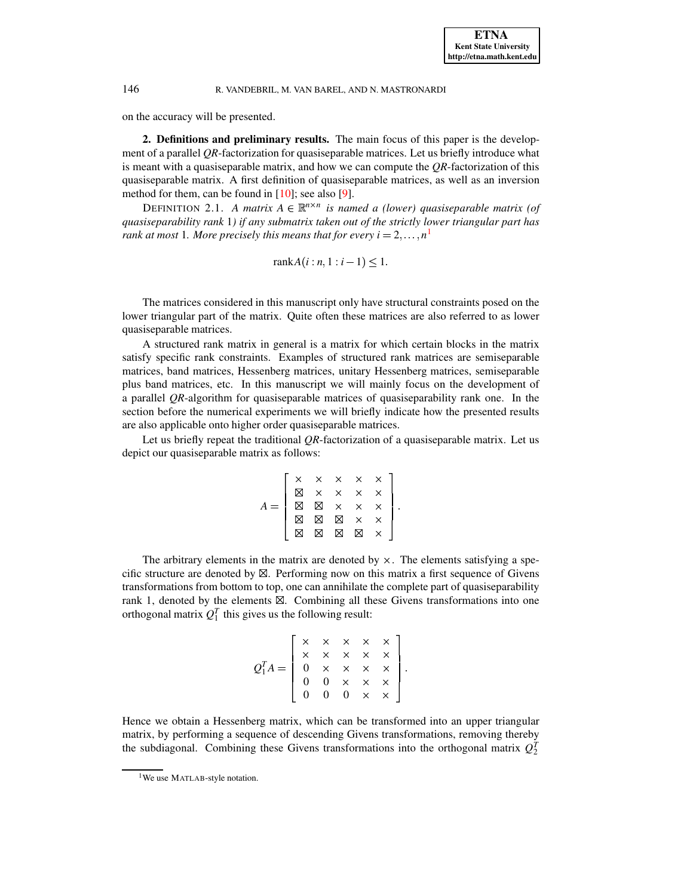on the accuracy will be presented.

## 2. Definitions and preliminary results.

The main focus of this paper is the development of a parallel *QR*-factorization for quasiseparable matrices. Let us briefly introduce what is meant with a quasiseparable matrix, and how we can compute the *QR*-factorization of this quasiseparable matrix. A first definition of quasiseparable matrices, as well as an inversion method for them, can be found in [10]; see also [9].

DEFINITION 2.1. *A matrix $A \in \mathbb{R}^{n \times n}$ is named a (lower) quasiseparable matrix (of quasiseparability rank* 1*) if any submatrix taken out of the strictly lower triangular part has rank at most* 1*. More precisely this means that for every $i = 2, \ldots, n$*[1]

$$\operatorname{rank} A(i:n, 1:i-1) \leq 1.$$

The matrices considered in this manuscript only have structural constraints posed on the lower triangular part of the matrix. Quite often these matrices are also referred to as lower quasiseparable matrices.

A structured rank matrix in general is a matrix for which certain blocks in the matrix satisfy specific rank constraints. Examples of structured rank matrices are semiseparable matrices, band matrices, Hessenberg matrices, unitary Hessenberg matrices, semiseparable plus band matrices, etc. In this manuscript we will mainly focus on the development of a parallel *QR*-algorithm for quasiseparable matrices of quasiseparability rank one. In the section before the numerical experiments we will briefly indicate how the presented results are also applicable onto higher order quasiseparable matrices.

Let us briefly repeat the traditional *QR*-factorization of a quasiseparable matrix. Let us depict our quasiseparable matrix as follows:

$$A = \begin{bmatrix} \times & \times & \times & \times & \times \\ \boxtimes & \times & \times & \times & \times \\ \boxtimes & \boxtimes & \times & \times & \times \\ \boxtimes & \boxtimes & \boxtimes & \times & \times \\ \boxtimes & \boxtimes & \boxtimes & \boxtimes & \times \end{bmatrix}.$$

The arbitrary elements in the matrix are denoted by $\times$. The elements satisfying a specific structure are denoted by $\boxtimes$. Performing now on this matrix a first sequence of Givens transformations from bottom to top, one can annihilate the complete part of quasiseparability rank 1, denoted by the elements $\boxtimes$. Combining all these Givens transformations into one orthogonal matrix $Q_1^T$ this gives us the following result:

$$Q_1^T A = \begin{bmatrix} \times & \times & \times & \times & \times \\ \times & \times & \times & \times & \times \\ 0 & \times & \times & \times & \times \\ 0 & 0 & \times & \times & \times \\ 0 & 0 & 0 & \times & \times \end{bmatrix}.$$

Hence we obtain a Hessenberg matrix, which can be transformed into an upper triangular matrix, by performing a sequence of descending Givens transformations, removing thereby the subdiagonal. Combining these Givens transformations into the orthogonal matrix $Q_2^T$

[1] We use MATLAB-style notation.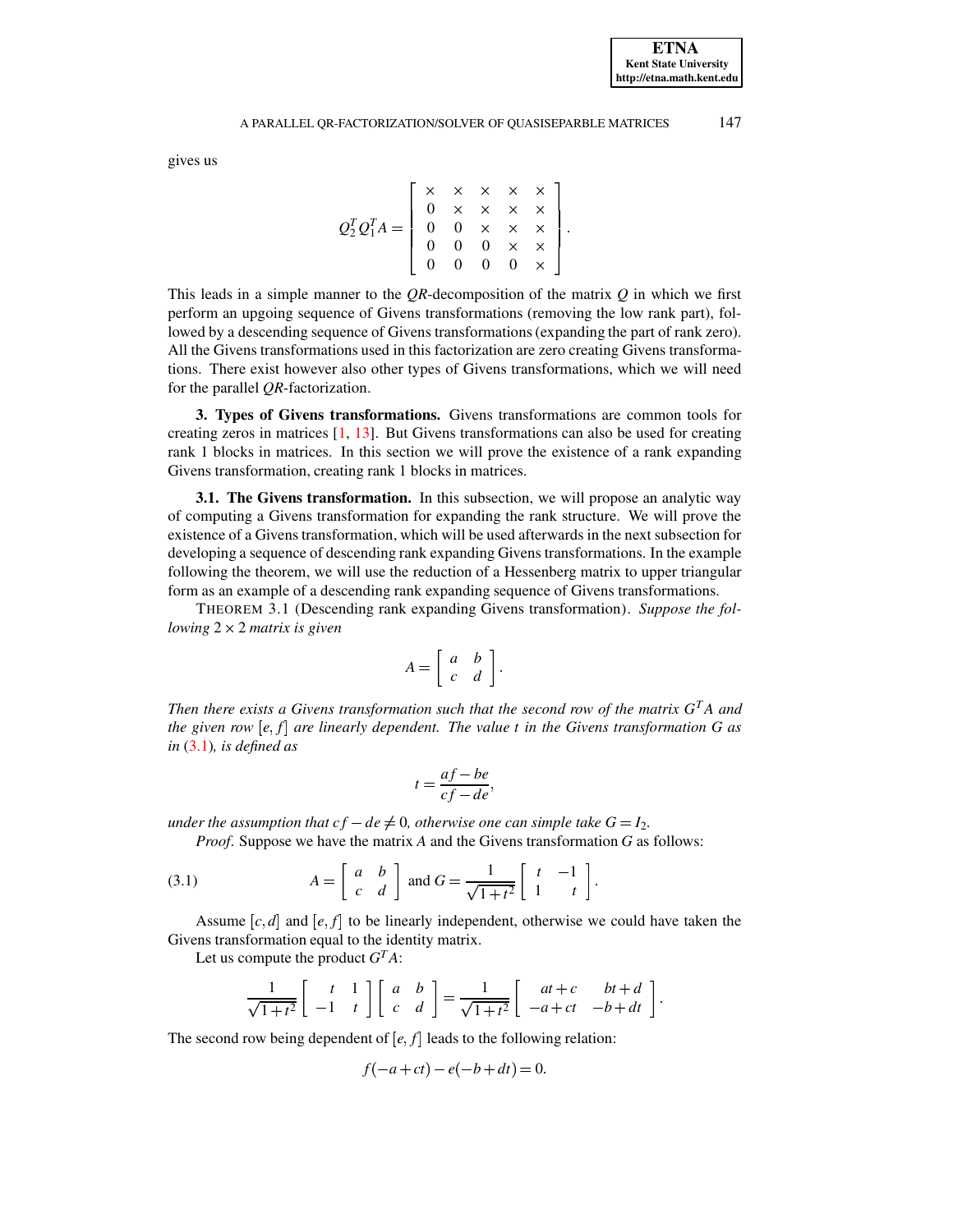gives us

$$
Q_2^T Q_1^T A = \begin{bmatrix} \times & \times & \times & \times & \times \\ 0 & \times & \times & \times & \times \\ 0 & 0 & \times & \times & \times \\ 0 & 0 & 0 & \times & \times \\ 0 & 0 & 0 & 0 & \times \end{bmatrix}.
$$

This leads in a simple manner to the $QR$-decomposition of the matrix $Q$ in which we first perform an upgoing sequence of Givens transformations (removing the low rank part), followed by a descending sequence of Givens transformations (expanding the part of rank zero). All the Givens transformations used in this factorization are zero creating Givens transformations. There exist however also other types of Givens transformations, which we will need for the parallel $QR$-factorization.

## 3. Types of Givens transformations.

Givens transformations are common tools for creating zeros in matrices [1, 13]. But Givens transformations can also be used for creating rank 1 blocks in matrices. In this section we will prove the existence of a rank expanding Givens transformation, creating rank 1 blocks in matrices.

### 3.1. The Givens transformation.

In this subsection, we will propose an analytic way of computing a Givens transformation for expanding the rank structure. We will prove the existence of a Givens transformation, which will be used afterwards in the next subsection for developing a sequence of descending rank expanding Givens transformations. In the example following the theorem, we will use the reduction of a Hessenberg matrix to upper triangular form as an example of a descending rank expanding sequence of Givens transformations.

THEOREM 3.1 (Descending rank expanding Givens transformation). *Suppose the following $2 \times 2$ matrix is given*

$$
A = \begin{bmatrix} a & b \\ c & d \end{bmatrix}.
$$

*Then there exists a Givens transformation such that the second row of the matrix $G^T A$ and the given row $[e, f]$ are linearly dependent. The value $t$ in the Givens transformation $G$ as in (3.1), is defined as*

$$
t = \frac{af - be}{cf - de},
$$

*under the assumption that $cf - de \neq 0$, otherwise one can simple take $G = I_2$.*

*Proof.* Suppose we have the matrix $A$ and the Givens transformation $G$ as follows:

$$
A = \begin{bmatrix} a & b \\ c & d \end{bmatrix} \text{ and } G = \frac{1}{\sqrt{1+t^2}} \begin{bmatrix} t & -1 \\ 1 & t \end{bmatrix}. \tag{3.1}
$$

Assume $[c, d]$ and $[e, f]$ to be linearly independent, otherwise we could have taken the Givens transformation equal to the identity matrix.

Let us compute the product $G^T A$:

$$
\frac{1}{\sqrt{1+t^2}} \begin{bmatrix} t & 1 \\ -1 & t \end{bmatrix} \begin{bmatrix} a & b \\ c & d \end{bmatrix} = \frac{1}{\sqrt{1+t^2}} \begin{bmatrix} at + c & bt + d \\ -a + ct & -b + dt \end{bmatrix}.
$$

The second row being dependent of $[e, f]$ leads to the following relation:

$$
f(-a + ct) - e(-b + dt) = 0.
$$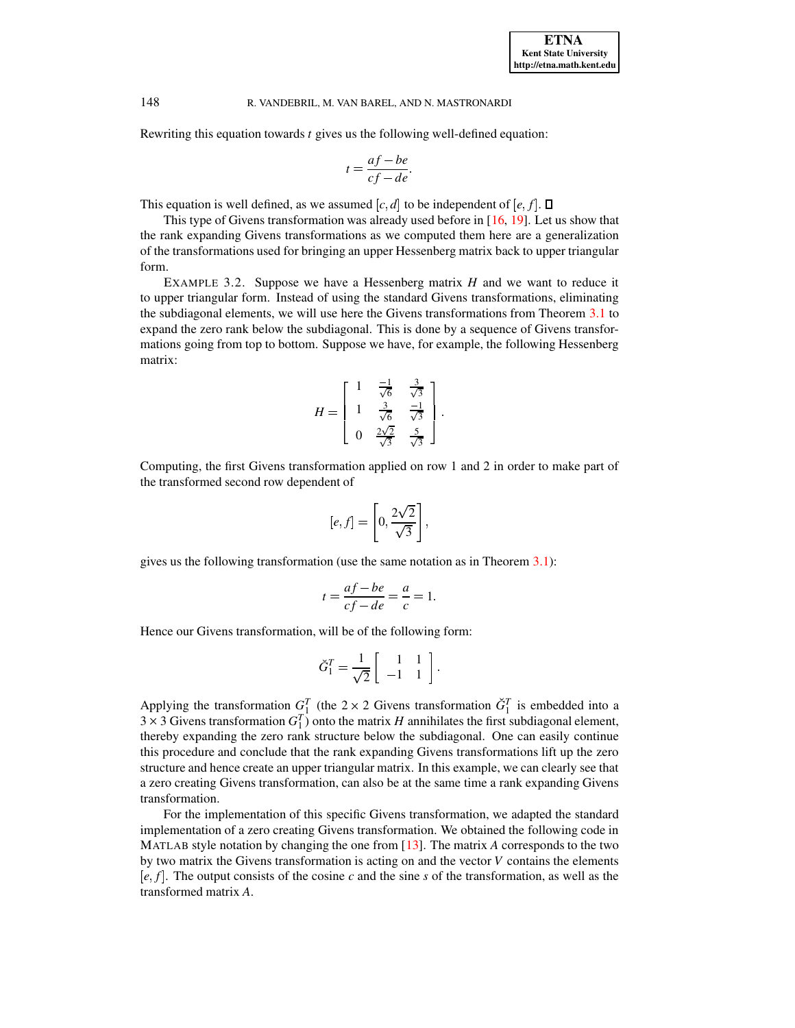Rewriting this equation towards $t$ gives us the following well-defined equation:

$$t = \frac{af - be}{cf - de}.$$

This equation is well defined, as we assumed $[c,d]$ to be independent of $[e,f]$. $\square$

This type of Givens transformation was already used before in [16, 19]. Let us show that the rank expanding Givens transformations as we computed them here are a generalization of the transformations used for bringing an upper Hessenberg matrix back to upper triangular form.

EXAMPLE 3.2. Suppose we have a Hessenberg matrix $H$ and we want to reduce it to upper triangular form. Instead of using the standard Givens transformations, eliminating the subdiagonal elements, we will use here the Givens transformations from Theorem 3.1 to expand the zero rank below the subdiagonal. This is done by a sequence of Givens transformations going from top to bottom. Suppose we have, for example, the following Hessenberg matrix:

$$H = \begin{bmatrix} 1 & \frac{-1}{\sqrt{6}} & \frac{3}{\sqrt{3}} \\ 1 & \frac{3}{\sqrt{6}} & \frac{-1}{\sqrt{3}} \\ 0 & \frac{2\sqrt{2}}{\sqrt{3}} & \frac{5}{\sqrt{3}} \end{bmatrix}.$$

Computing, the first Givens transformation applied on row 1 and 2 in order to make part of the transformed second row dependent of

$$[e,f] = \left[0, \frac{2\sqrt{2}}{\sqrt{3}}\right],$$

gives us the following transformation (use the same notation as in Theorem 3.1):

$$t = \frac{af - be}{cf - de} = \frac{a}{c} = 1.$$

Hence our Givens transformation, will be of the following form:

$$\check{G}_1^T = \frac{1}{\sqrt{2}} \begin{bmatrix} 1 & 1 \\ -1 & 1 \end{bmatrix}.$$

Applying the transformation $G_1^T$ (the $2 \times 2$ Givens transformation $\check{G}_1^T$ is embedded into a $3 \times 3$ Givens transformation $G_1^T$) onto the matrix $H$ annihilates the first subdiagonal element, thereby expanding the zero rank structure below the subdiagonal. One can easily continue this procedure and conclude that the rank expanding Givens transformations lift up the zero structure and hence create an upper triangular matrix. In this example, we can clearly see that a zero creating Givens transformation, can also be at the same time a rank expanding Givens transformation.

For the implementation of this specific Givens transformation, we adapted the standard implementation of a zero creating Givens transformation. We obtained the following code in MATLAB style notation by changing the one from [13]. The matrix $A$ corresponds to the two by two matrix the Givens transformation is acting on and the vector $V$ contains the elements $[e,f]$. The output consists of the cosine $c$ and the sine $s$ of the transformation, as well as the transformed matrix $A$.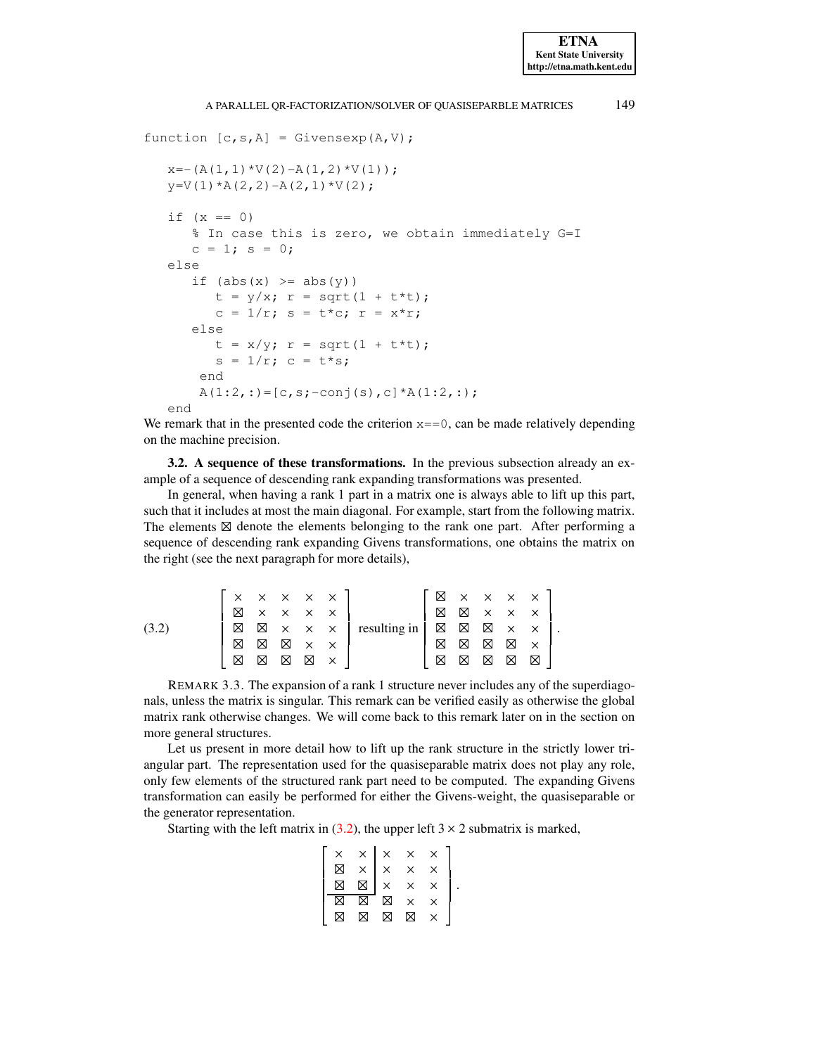```
function [c,s,A] = Givensexp(A,V);

   x=-(A(1,1)*V(2)-A(1,2)*V(1));
   y=V(1)*A(2,2)-A(2,1)*V(2);

   if (x == 0)
      % In case this is zero, we obtain immediately G=I
      c = 1; s = 0;
   else
      if (abs(x) >= abs(y))
         t = y/x; r = sqrt(1 + t*t);
         c = 1/r; s = t*c; r = x*r;
      else
         t = x/y; r = sqrt(1 + t*t);
         s = 1/r; c = t*s;
       end
       A(1:2,:)=[c,s;-conj(s),c]*A(1:2,:);
   end
```

We remark that in the presented code the criterion `x==0`, can be made relatively depending on the machine precision.

**3.2. A sequence of these transformations.** In the previous subsection already an example of a sequence of descending rank expanding transformations was presented.

In general, when having a rank 1 part in a matrix one is always able to lift up this part, such that it includes at most the main diagonal. For example, start from the following matrix. The elements $\boxtimes$ denote the elements belonging to the rank one part. After performing a sequence of descending rank expanding Givens transformations, one obtains the matrix on the right (see the next paragraph for more details),

$$\left[\begin{array}{ccccc} \times & \times & \times & \times & \times \\ \boxtimes & \times & \times & \times & \times \\ \boxtimes & \boxtimes & \times & \times & \times \\ \boxtimes & \boxtimes & \boxtimes & \times & \times \\ \boxtimes & \boxtimes & \boxtimes & \boxtimes & \times \end{array}\right] \text{ resulting in } \left[\begin{array}{ccccc} \boxtimes & \times & \times & \times & \times \\ \boxtimes & \boxtimes & \times & \times & \times \\ \boxtimes & \boxtimes & \boxtimes & \times & \times \\ \boxtimes & \boxtimes & \boxtimes & \boxtimes & \times \\ \boxtimes & \boxtimes & \boxtimes & \boxtimes & \boxtimes \end{array}\right]. \tag{3.2}$$

REMARK 3.3. The expansion of a rank 1 structure never includes any of the superdiagonals, unless the matrix is singular. This remark can be verified easily as otherwise the global matrix rank otherwise changes. We will come back to this remark later on in the section on more general structures.

Let us present in more detail how to lift up the rank structure in the strictly lower triangular part. The representation used for the quasiseparable matrix does not play any role, only few elements of the structured rank part need to be computed. The expanding Givens transformation can easily be performed for either the Givens-weight, the quasiseparable or the generator representation.

Starting with the left matrix in (3.2), the upper left $3 \times 2$ submatrix is marked,

$$\left[\begin{array}{cc|ccc} \times & \times & \times & \times & \times \\ \boxtimes & \times & \times & \times & \times \\ \boxtimes & \boxtimes & \times & \times & \times \\ \hline \boxtimes & \boxtimes & \boxtimes & \times & \times \\ \boxtimes & \boxtimes & \boxtimes & \boxtimes & \times \end{array}\right].$$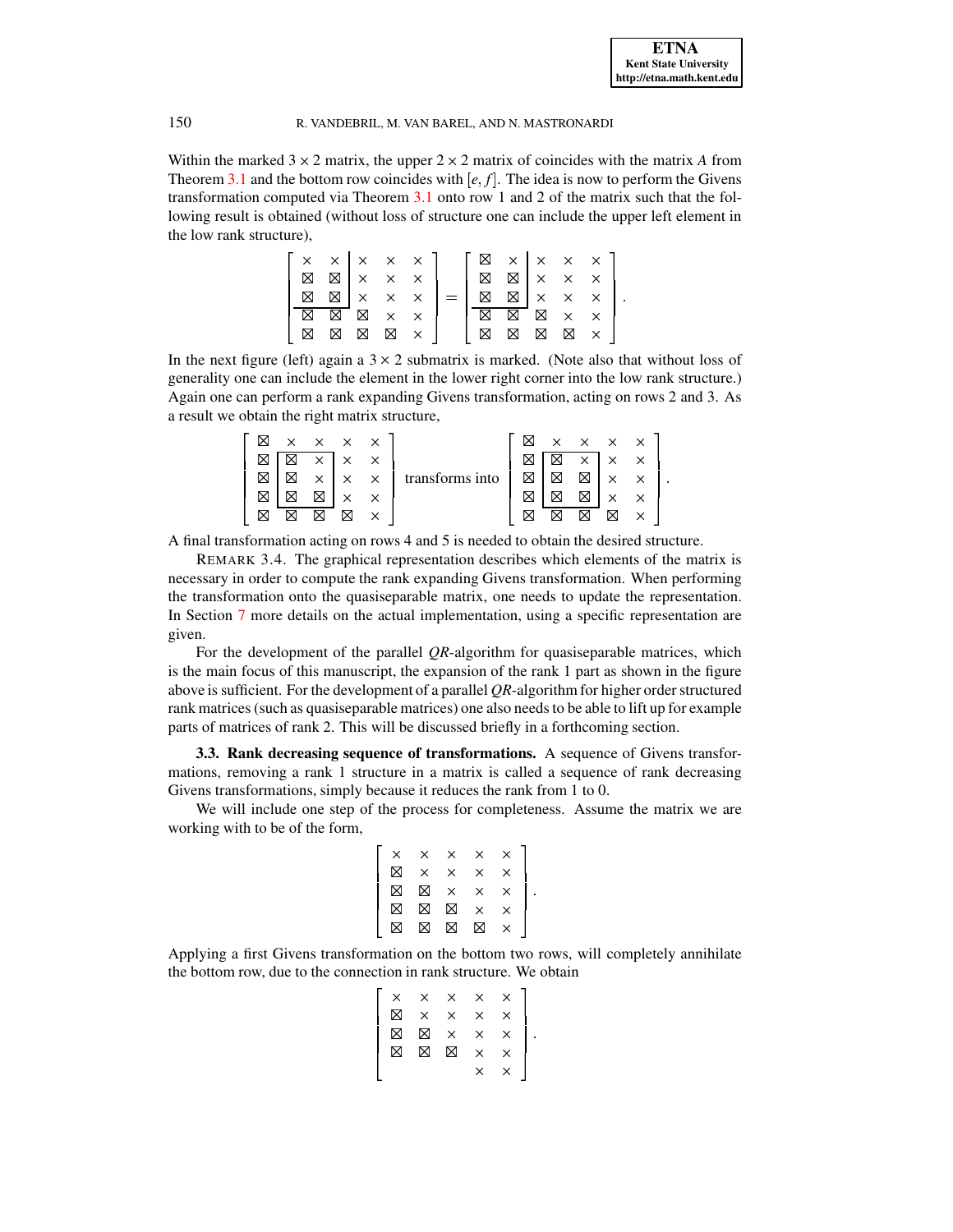Within the marked $3 \times 2$ matrix, the upper $2 \times 2$ matrix of coincides with the matrix $A$ from Theorem 3.1 and the bottom row coincides with $[e, f]$. The idea is now to perform the Givens transformation computed via Theorem 3.1 onto row 1 and 2 of the matrix such that the following result is obtained (without loss of structure one can include the upper left element in the low rank structure),

$$\left[\begin{array}{cc|ccc} \times & \times & \times & \times & \times \\ \boxtimes & \boxtimes & \times & \times & \times \\ \boxtimes & \boxtimes & \times & \times & \times \\ \hline \boxtimes & \boxtimes & \boxtimes & \times & \times \\ \boxtimes & \boxtimes & \boxtimes & \boxtimes & \times \end{array}\right] = \left[\begin{array}{cc|ccc} \boxtimes & \times & \times & \times & \times \\ \boxtimes & \boxtimes & \times & \times & \times \\ \boxtimes & \boxtimes & \times & \times & \times \\ \hline \boxtimes & \boxtimes & \boxtimes & \times & \times \\ \boxtimes & \boxtimes & \boxtimes & \boxtimes & \times \end{array}\right].$$

In the next figure (left) again a $3 \times 2$ submatrix is marked. (Note also that without loss of generality one can include the element in the lower right corner into the low rank structure.) Again one can perform a rank expanding Givens transformation, acting on rows 2 and 3. As a result we obtain the right matrix structure,

$$\left[\begin{array}{c|cc|cc} \boxtimes & \times & \times & \times & \times \\ \cline{2-3} \boxtimes & \boxtimes & \times & \times & \times \\ \boxtimes & \boxtimes & \times & \times & \times \\ \boxtimes & \boxtimes & \boxtimes & \times & \times \\ \cline{2-3} \boxtimes & \boxtimes & \boxtimes & \boxtimes & \times \end{array}\right] \text{ transforms into } \left[\begin{array}{c|cc|cc} \boxtimes & \times & \times & \times & \times \\ \cline{2-3} \boxtimes & \boxtimes & \times & \times & \times \\ \boxtimes & \boxtimes & \boxtimes & \times & \times \\ \boxtimes & \boxtimes & \boxtimes & \times & \times \\ \cline{2-3} \boxtimes & \boxtimes & \boxtimes & \boxtimes & \times \end{array}\right].$$

A final transformation acting on rows 4 and 5 is needed to obtain the desired structure.

REMARK 3.4. The graphical representation describes which elements of the matrix is necessary in order to compute the rank expanding Givens transformation. When performing the transformation onto the quasiseparable matrix, one needs to update the representation. In Section 7 more details on the actual implementation, using a specific representation are given.

For the development of the parallel $QR$-algorithm for quasiseparable matrices, which is the main focus of this manuscript, the expansion of the rank 1 part as shown in the figure above is sufficient. For the development of a parallel $QR$-algorithm for higher order structured rank matrices (such as quasiseparable matrices) one also needs to be able to lift up for example parts of matrices of rank 2. This will be discussed briefly in a forthcoming section.

**3.3. Rank decreasing sequence of transformations.** A sequence of Givens transformations, removing a rank 1 structure in a matrix is called a sequence of rank decreasing Givens transformations, simply because it reduces the rank from 1 to 0.

We will include one step of the process for completeness. Assume the matrix we are working with to be of the form,

$$\left[\begin{array}{ccccc} \times & \times & \times & \times & \times \\ \boxtimes & \times & \times & \times & \times \\ \boxtimes & \boxtimes & \times & \times & \times \\ \boxtimes & \boxtimes & \boxtimes & \times & \times \\ \boxtimes & \boxtimes & \boxtimes & \boxtimes & \times \end{array}\right].$$

Applying a first Givens transformation on the bottom two rows, will completely annihilate the bottom row, due to the connection in rank structure. We obtain

$$\left[\begin{array}{ccccc} \times & \times & \times & \times & \times \\ \boxtimes & \times & \times & \times & \times \\ \boxtimes & \boxtimes & \times & \times & \times \\ \boxtimes & \boxtimes & \boxtimes & \times & \times \\ & & & \times & \times \end{array}\right].$$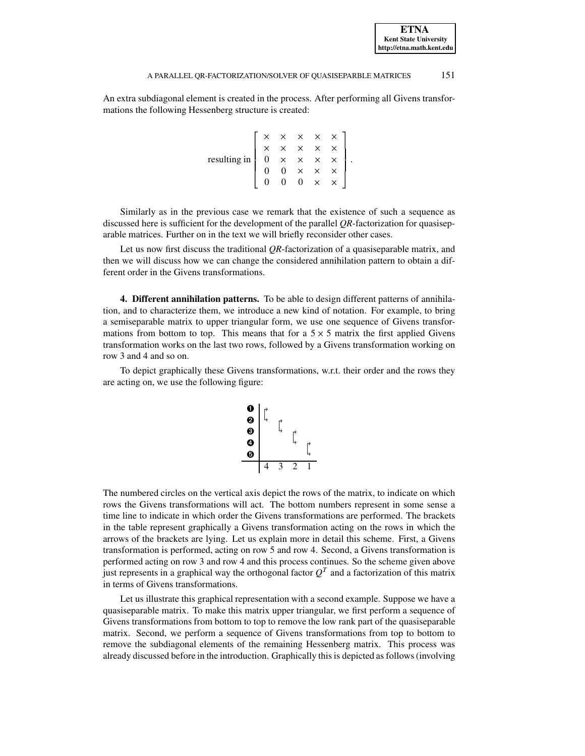An extra subdiagonal element is created in the process. After performing all Givens transformations the following Hessenberg structure is created:

$$
\text{resulting in} \left[\begin{array}{ccccc}
\times & \times & \times & \times & \times \\
\times & \times & \times & \times & \times \\
0 & \times & \times & \times & \times \\
0 & 0 & \times & \times & \times \\
0 & 0 & 0 & \times & \times
\end{array}\right].
$$

Similarly as in the previous case we remark that the existence of such a sequence as discussed here is sufficient for the development of the parallel *QR*-factorization for quasiseparable matrices. Further on in the text we will briefly reconsider other cases.

Let us now first discuss the traditional *QR*-factorization of a quasiseparable matrix, and then we will discuss how we can change the considered annihilation pattern to obtain a different order in the Givens transformations.

**4. Different annihilation patterns.** To be able to design different patterns of annihilation, and to characterize them, we introduce a new kind of notation. For example, to bring a semiseparable matrix to upper triangular form, we use one sequence of Givens transformations from bottom to top. This means that for a $5 \times 5$ matrix the first applied Givens transformation works on the last two rows, followed by a Givens transformation working on row 3 and 4 and so on.

To depict graphically these Givens transformations, w.r.t. their order and the rows they are acting on, we use the following figure:

```
➊ | ⎡
➋ | ⎣  ⎡
➌ |    ⎣  ⎡
➍ |       ⎣  ⎡
➎ |          ⎣
  ----------------
    4  3  2  1
```

The numbered circles on the vertical axis depict the rows of the matrix, to indicate on which rows the Givens transformations will act. The bottom numbers represent in some sense a time line to indicate in which order the Givens transformations are performed. The brackets in the table represent graphically a Givens transformation acting on the rows in which the arrows of the brackets are lying. Let us explain more in detail this scheme. First, a Givens transformation is performed, acting on row 5 and row 4. Second, a Givens transformation is performed acting on row 3 and row 4 and this process continues. So the scheme given above just represents in a graphical way the orthogonal factor $Q^T$ and a factorization of this matrix in terms of Givens transformations.

Let us illustrate this graphical representation with a second example. Suppose we have a quasiseparable matrix. To make this matrix upper triangular, we first perform a sequence of Givens transformations from bottom to top to remove the low rank part of the quasiseparable matrix. Second, we perform a sequence of Givens transformations from top to bottom to remove the subdiagonal elements of the remaining Hessenberg matrix. This process was already discussed before in the introduction. Graphically this is depicted as follows (involving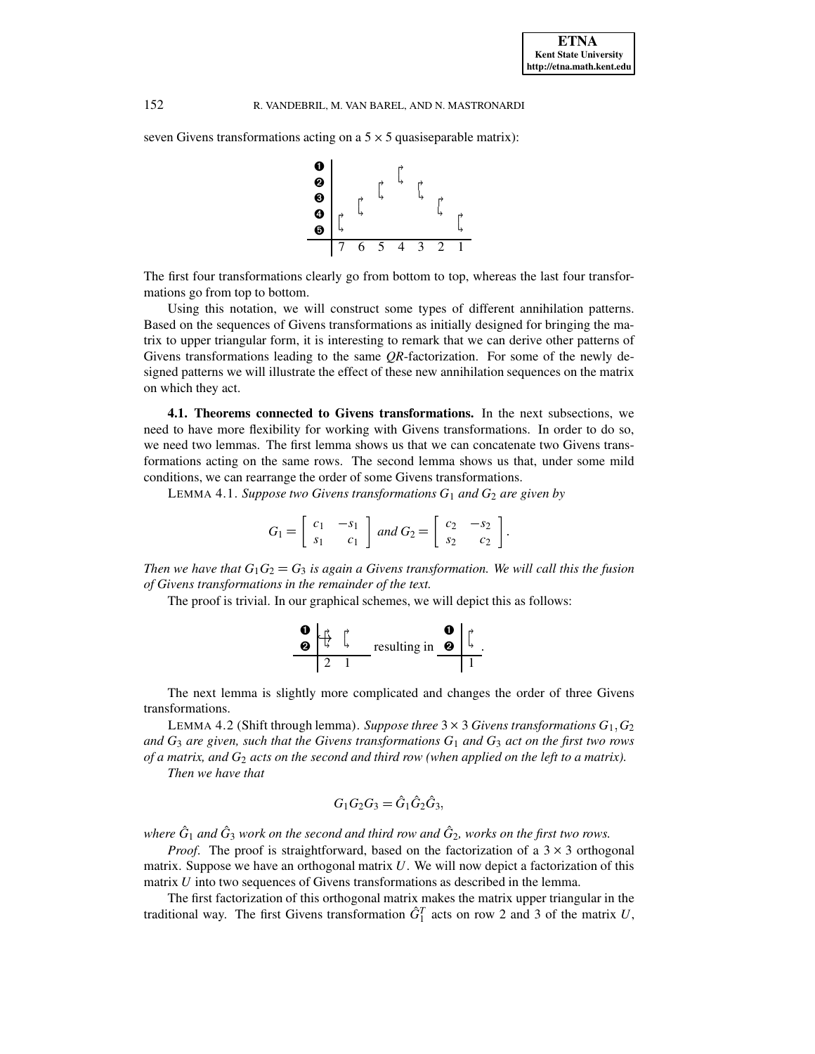seven Givens transformations acting on a $5 \times 5$ quasiseparable matrix):

```
➊ |             ⌈→
➋ |         ⌈→  ⌊→  ⌈→
➌ |     ⌈→  ⌊→          ⌊→  ⌈→
➍ | ⌈→  ⌊→                  ⌊→  ⌈→
➎ | ⌊→                          ⌊→
  ---------------------------------
    7   6   5   4   3   2   1
```

The first four transformations clearly go from bottom to top, whereas the last four transformations go from top to bottom.

Using this notation, we will construct some types of different annihilation patterns. Based on the sequences of Givens transformations as initially designed for bringing the matrix to upper triangular form, it is interesting to remark that we can derive other patterns of Givens transformations leading to the same *QR*-factorization. For some of the newly designed patterns we will illustrate the effect of these new annihilation sequences on the matrix on which they act.

**4.1. Theorems connected to Givens transformations.** In the next subsections, we need to have more flexibility for working with Givens transformations. In order to do so, we need two lemmas. The first lemma shows us that we can concatenate two Givens transformations acting on the same rows. The second lemma shows us that, under some mild conditions, we can rearrange the order of some Givens transformations.

LEMMA 4.1. *Suppose two Givens transformations $G_1$ and $G_2$ are given by*

$$G_1 = \begin{bmatrix} c_1 & -s_1 \\ s_1 & c_1 \end{bmatrix} \text{ and } G_2 = \begin{bmatrix} c_2 & -s_2 \\ s_2 & c_2 \end{bmatrix}.$$

*Then we have that $G_1 G_2 = G_3$ is again a Givens transformation. We will call this the fusion of Givens transformations in the remainder of the text.*

The proof is trivial. In our graphical schemes, we will depict this as follows:

```
➊ | ⌈→  ⌈→                   ➊ | ⌈→
➋ | ⌊→  ⌊→    resulting in   ➋ | ⌊→ .
  ---------                    -----
    2   1                        1
```

The next lemma is slightly more complicated and changes the order of three Givens transformations.

LEMMA 4.2 (Shift through lemma). *Suppose three $3 \times 3$ Givens transformations $G_1, G_2$ and $G_3$ are given, such that the Givens transformations $G_1$ and $G_3$ act on the first two rows of a matrix, and $G_2$ acts on the second and third row (when applied on the left to a matrix).*

*Then we have that*

$$G_1 G_2 G_3 = \hat{G}_1 \hat{G}_2 \hat{G}_3,$$

*where $\hat{G}_1$ and $\hat{G}_3$ work on the second and third row and $\hat{G}_2$, works on the first two rows.*

*Proof.* The proof is straightforward, based on the factorization of a $3 \times 3$ orthogonal matrix. Suppose we have an orthogonal matrix $U$. We will now depict a factorization of this matrix $U$ into two sequences of Givens transformations as described in the lemma.

The first factorization of this orthogonal matrix makes the matrix upper triangular in the traditional way. The first Givens transformation $\hat{G}_1^T$ acts on row 2 and 3 of the matrix $U$,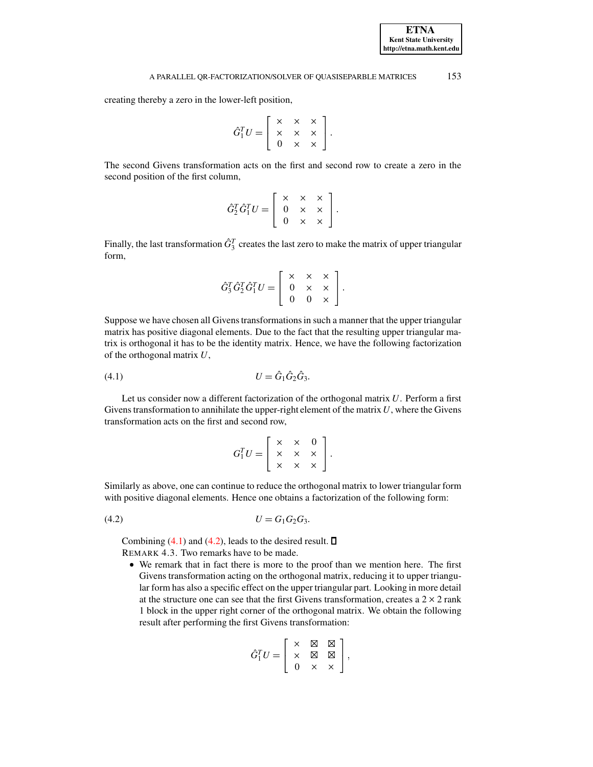creating thereby a zero in the lower-left position,

$$\hat{G}_1^T U = \begin{bmatrix} \times & \times & \times \\ \times & \times & \times \\ 0 & \times & \times \end{bmatrix}.$$

The second Givens transformation acts on the first and second row to create a zero in the second position of the first column,

$$\hat{G}_2^T \hat{G}_1^T U = \begin{bmatrix} \times & \times & \times \\ 0 & \times & \times \\ 0 & \times & \times \end{bmatrix}.$$

Finally, the last transformation $\hat{G}_3^T$ creates the last zero to make the matrix of upper triangular form,

$$\hat{G}_3^T \hat{G}_2^T \hat{G}_1^T U = \begin{bmatrix} \times & \times & \times \\ 0 & \times & \times \\ 0 & 0 & \times \end{bmatrix}.$$

Suppose we have chosen all Givens transformations in such a manner that the upper triangular matrix has positive diagonal elements. Due to the fact that the resulting upper triangular matrix is orthogonal it has to be the identity matrix. Hence, we have the following factorization of the orthogonal matrix $U$,

$$U = \hat{G}_1 \hat{G}_2 \hat{G}_3. \tag{4.1}$$

Let us consider now a different factorization of the orthogonal matrix $U$. Perform a first Givens transformation to annihilate the upper-right element of the matrix $U$, where the Givens transformation acts on the first and second row,

$$G_1^T U = \begin{bmatrix} \times & \times & 0 \\ \times & \times & \times \\ \times & \times & \times \end{bmatrix}.$$

Similarly as above, one can continue to reduce the orthogonal matrix to lower triangular form with positive diagonal elements. Hence one obtains a factorization of the following form:

$$U = G_1 G_2 G_3. \tag{4.2}$$

Combining (4.1) and (4.2), leads to the desired result. □

REMARK 4.3. Two remarks have to be made.

- We remark that in fact there is more to the proof than we mention here. The first Givens transformation acting on the orthogonal matrix, reducing it to upper triangular form has also a specific effect on the upper triangular part. Looking in more detail at the structure one can see that the first Givens transformation, creates a $2 \times 2$ rank 1 block in the upper right corner of the orthogonal matrix. We obtain the following result after performing the first Givens transformation:

$$\hat{G}_1^T U = \begin{bmatrix} \times & \boxtimes & \boxtimes \\ \times & \boxtimes & \boxtimes \\ 0 & \times & \times \end{bmatrix},$$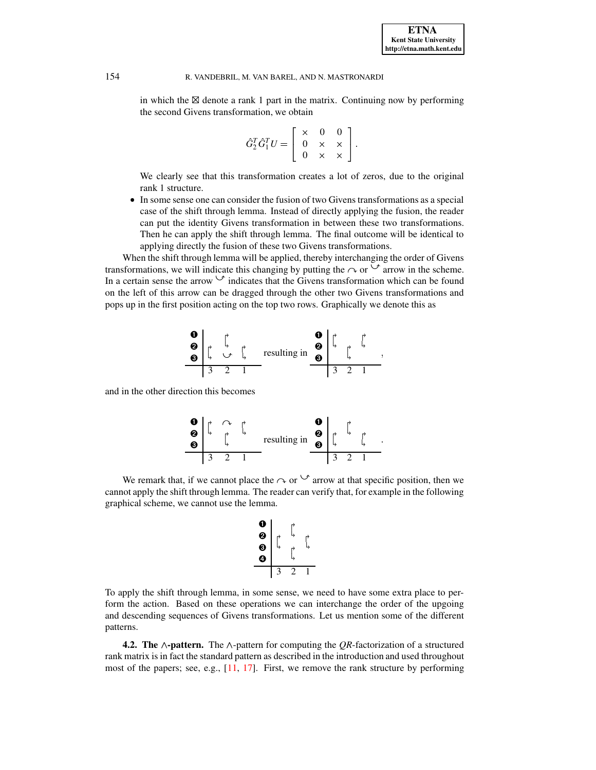in which the ⊠ denote a rank 1 part in the matrix. Continuing now by performing the second Givens transformation, we obtain

$$\hat{G}_2^T \hat{G}_1^T U = \begin{bmatrix} \times & 0 & 0 \\ 0 & \times & \times \\ 0 & \times & \times \end{bmatrix}.$$

We clearly see that this transformation creates a lot of zeros, due to the original rank 1 structure.

- In some sense one can consider the fusion of two Givens transformations as a special case of the shift through lemma. Instead of directly applying the fusion, the reader can put the identity Givens transformation in between these two transformations. Then he can apply the shift through lemma. The final outcome will be identical to applying directly the fusion of these two Givens transformations.

When the shift through lemma will be applied, thereby interchanging the order of Givens transformations, we will indicate this changing by putting the ↷ or ↶ arrow in the scheme. In a certain sense the arrow ↶ indicates that the Givens transformation which can be found on the left of this arrow can be dragged through the other two Givens transformations and pops up in the first position acting on the top two rows. Graphically we denote this as

```
➊ |      ↱         resulting in  ➊ | ↱     ↱
➋ |      ↳    ↱                  ➋ | ↳  ↱  ↳   ,
➌ | ↱    ↶    ↳                  ➌ |    ↳
  |________________                |__________
    3    2    1                      3  2  1
```

and in the other direction this becomes

```
➊ | ↱   ↷   ↱         resulting in  ➊ |    ↱
➋ | ↳   ↱   ↳                       ➋ | ↱  ↳  ↱   .
➌ |     ↳                           ➌ | ↳     ↳
  |______________                     |__________
    3   2   1                           3  2  1
```

We remark that, if we cannot place the ↷ or ↶ arrow at that specific position, then we cannot apply the shift through lemma. The reader can verify that, for example in the following graphical scheme, we cannot use the lemma.

```
➊ |    ↱
➋ | ↱  ↳  ↱
➌ | ↳  ↱  ↳
➍ |    ↳
  |__________
    3  2  1
```

To apply the shift through lemma, in some sense, we need to have some extra place to perform the action. Based on these operations we can interchange the order of the upgoing and descending sequences of Givens transformations. Let us mention some of the different patterns.

**4.2. The ∧-pattern.** The ∧-pattern for computing the *QR*-factorization of a structured rank matrix is in fact the standard pattern as described in the introduction and used throughout most of the papers; see, e.g., [11, 17]. First, we remove the rank structure by performing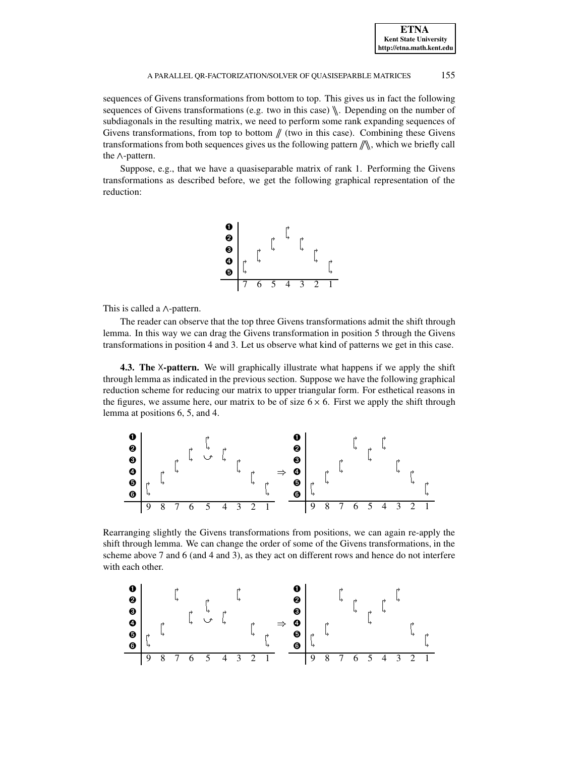sequences of Givens transformations from bottom to top. This gives us in fact the following sequences of Givens transformations (e.g. two in this case) $\backslash\!\backslash$. Depending on the number of subdiagonals in the resulting matrix, we need to perform some rank expanding sequences of Givens transformations, from top to bottom $/\!/$ (two in this case). Combining these Givens transformations from both sequences gives us the following pattern $/\!/\!\backslash\!\backslash$, which we briefly call the $\wedge$-pattern.

Suppose, e.g., that we have a quasiseparable matrix of rank 1. Performing the Givens transformations as described before, we get the following graphical representation of the reduction:

This is called a $\wedge$-pattern.

The reader can observe that the top three Givens transformations admit the shift through lemma. In this way we can drag the Givens transformation in position 5 through the Givens transformations in position 4 and 3. Let us observe what kind of patterns we get in this case.

**4.3. The X-pattern.** We will graphically illustrate what happens if we apply the shift through lemma as indicated in the previous section. Suppose we have the following graphical reduction scheme for reducing our matrix to upper triangular form. For esthetical reasons in the figures, we assume here, our matrix to be of size $6 \times 6$. First we apply the shift through lemma at positions 6, 5, and 4.

Rearranging slightly the Givens transformations from positions, we can again re-apply the shift through lemma. We can change the order of some of the Givens transformations, in the scheme above 7 and 6 (and 4 and 3), as they act on different rows and hence do not interfere with each other.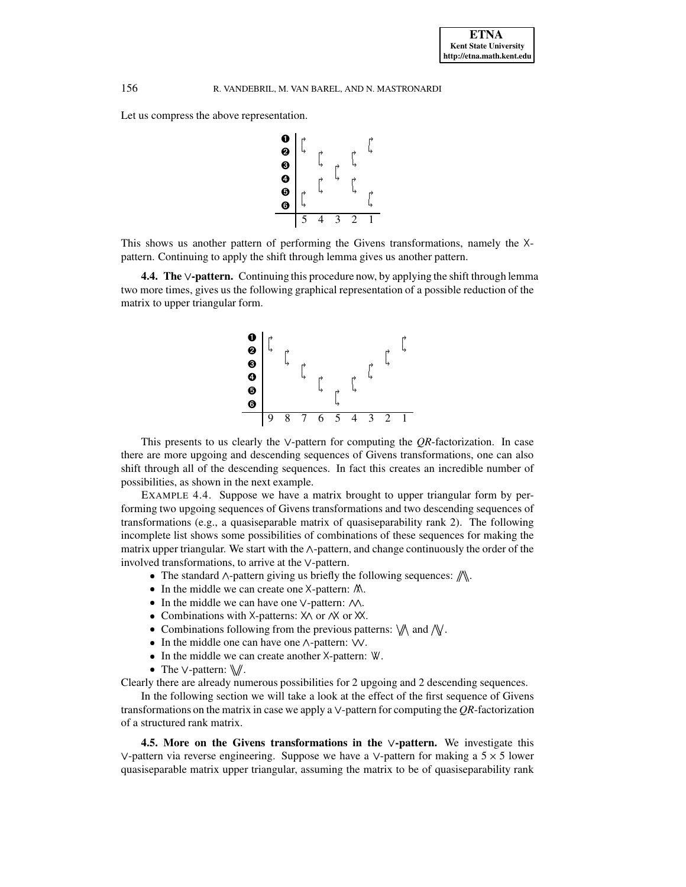Let us compress the above representation.

```
❶ | ⌈           ⌈
❷ |    ⌈     ⌈
❸ |       ⌈
❹ |    ⌈     ⌈
❺ | ⌈           ⌈
❻ |
  --------------
    5  4  3  2  1
```

This shows us another pattern of performing the Givens transformations, namely the X-pattern. Continuing to apply the shift through lemma gives us another pattern.

**4.4. The ∨-pattern.** Continuing this procedure now, by applying the shift through lemma two more times, gives us the following graphical representation of a possible reduction of the matrix to upper triangular form.

```
❶ | ⌈                       ⌈
❷ |    ⌈                 ⌈
❸ |       ⌈           ⌈
❹ |          ⌈     ⌈
❺ |             ⌈
❻ |
  ----------------------------
    9  8  7  6  5  4  3  2  1
```

This presents to us clearly the ∨-pattern for computing the *QR*-factorization. In case there are more upgoing and descending sequences of Givens transformations, one can also shift through all of the descending sequences. In fact this creates an incredible number of possibilities, as shown in the next example.

EXAMPLE 4.4. Suppose we have a matrix brought to upper triangular form by performing two upgoing sequences of Givens transformations and two descending sequences of transformations (e.g., a quasiseparable matrix of quasiseparability rank 2). The following incomplete list shows some possibilities of combinations of these sequences for making the matrix upper triangular. We start with the ∧-pattern, and change continuously the order of the involved transformations, to arrive at the ∨-pattern.

- The standard ∧-pattern giving us briefly the following sequences: //\\.
- In the middle we can create one X-pattern: /X\.
- In the middle we can have one ∨-pattern: ∧∧.
- Combinations with X-patterns: X∧ or ∧X or XX.
- Combinations following from the previous patterns: \/∧ and ∧\/.
- In the middle one can have one ∧-pattern: ∨∨.
- In the middle we can create another X-pattern: \X/.
- The ∨-pattern: \\//.

Clearly there are already numerous possibilities for 2 upgoing and 2 descending sequences.

In the following section we will take a look at the effect of the first sequence of Givens transformations on the matrix in case we apply a ∨-pattern for computing the *QR*-factorization of a structured rank matrix.

**4.5. More on the Givens transformations in the ∨-pattern.** We investigate this ∨-pattern via reverse engineering. Suppose we have a ∨-pattern for making a $5 \times 5$ lower quasiseparable matrix upper triangular, assuming the matrix to be of quasiseparability rank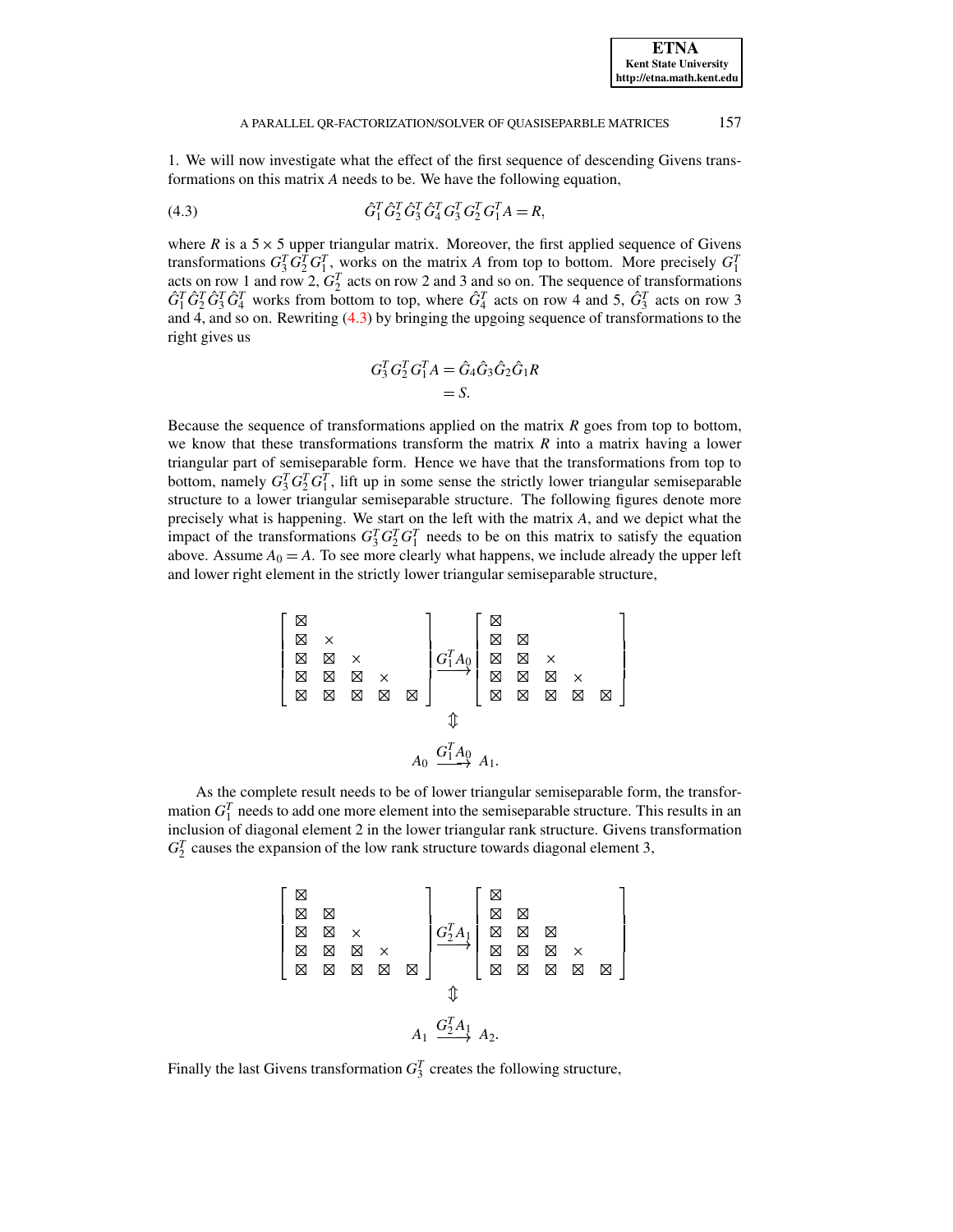1. We will now investigate what the effect of the first sequence of descending Givens transformations on this matrix $A$ needs to be. We have the following equation,

$$\hat{G}_1^T \hat{G}_2^T \hat{G}_3^T \hat{G}_4^T G_3^T G_2^T G_1^T A = R, \tag{4.3}$$

where $R$ is a $5 \times 5$ upper triangular matrix. Moreover, the first applied sequence of Givens transformations $G_3^T G_2^T G_1^T$, works on the matrix $A$ from top to bottom. More precisely $G_1^T$ acts on row 1 and row 2, $G_2^T$ acts on row 2 and 3 and so on. The sequence of transformations $\hat{G}_1^T \hat{G}_2^T \hat{G}_3^T \hat{G}_4^T$ works from bottom to top, where $\hat{G}_4^T$ acts on row 4 and 5, $\hat{G}_3^T$ acts on row 3 and 4, and so on. Rewriting (4.3) by bringing the upgoing sequence of transformations to the right gives us

$$
\begin{aligned}
G_3^T G_2^T G_1^T A &= \hat{G}_4 \hat{G}_3 \hat{G}_2 \hat{G}_1 R \\
&= S.
\end{aligned}
$$

Because the sequence of transformations applied on the matrix $R$ goes from top to bottom, we know that these transformations transform the matrix $R$ into a matrix having a lower triangular part of semiseparable form. Hence we have that the transformations from top to bottom, namely $G_3^T G_2^T G_1^T$, lift up in some sense the strictly lower triangular semiseparable structure to a lower triangular semiseparable structure. The following figures denote more precisely what is happening. We start on the left with the matrix $A$, and we depict what the impact of the transformations $G_3^T G_2^T G_1^T$ needs to be on this matrix to satisfy the equation above. Assume $A_0 = A$. To see more clearly what happens, we include already the upper left and lower right element in the strictly lower triangular semiseparable structure,

$$
\left[\begin{array}{ccccc}
\boxtimes & & & & \\
\boxtimes & \times & & & \\
\boxtimes & \boxtimes & \times & & \\
\boxtimes & \boxtimes & \boxtimes & \times & \\
\boxtimes & \boxtimes & \boxtimes & \boxtimes & \boxtimes
\end{array}\right]
\xrightarrow{G_1^T A_0}
\left[\begin{array}{ccccc}
\boxtimes & & & & \\
\boxtimes & \boxtimes & & & \\
\boxtimes & \boxtimes & \times & & \\
\boxtimes & \boxtimes & \boxtimes & \times & \\
\boxtimes & \boxtimes & \boxtimes & \boxtimes & \boxtimes
\end{array}\right]
$$

$$\Updownarrow$$

$$A_0 \xrightarrow{G_1^T A_0} A_1.$$

As the complete result needs to be of lower triangular semiseparable form, the transformation $G_1^T$ needs to add one more element into the semiseparable structure. This results in an inclusion of diagonal element 2 in the lower triangular rank structure. Givens transformation $G_2^T$ causes the expansion of the low rank structure towards diagonal element 3,

$$
\left[\begin{array}{ccccc}
\boxtimes & & & & \\
\boxtimes & \boxtimes & & & \\
\boxtimes & \boxtimes & \times & & \\
\boxtimes & \boxtimes & \boxtimes & \times & \\
\boxtimes & \boxtimes & \boxtimes & \boxtimes & \boxtimes
\end{array}\right]
\xrightarrow{G_2^T A_1}
\left[\begin{array}{ccccc}
\boxtimes & & & & \\
\boxtimes & \boxtimes & & & \\
\boxtimes & \boxtimes & \boxtimes & & \\
\boxtimes & \boxtimes & \boxtimes & \times & \\
\boxtimes & \boxtimes & \boxtimes & \boxtimes & \boxtimes
\end{array}\right]
$$

$$\Updownarrow$$

$$A_1 \xrightarrow{G_2^T A_1} A_2.$$

Finally the last Givens transformation $G_3^T$ creates the following structure,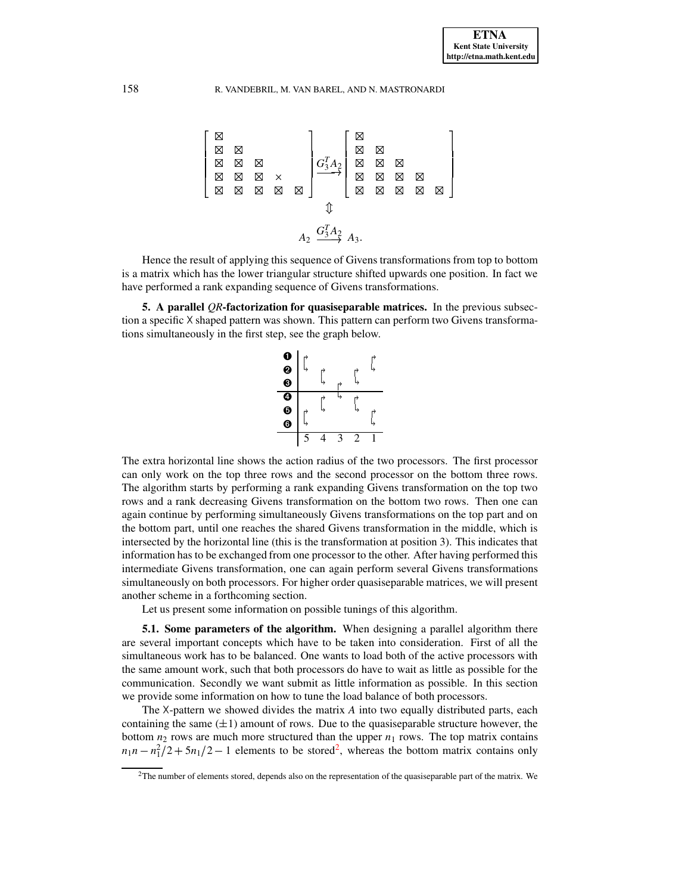$$
\begin{bmatrix}
\boxtimes & & & & \\
\boxtimes & \boxtimes & & & \\
\boxtimes & \boxtimes & \boxtimes & & \\
\boxtimes & \boxtimes & \boxtimes & \times & \\
\boxtimes & \boxtimes & \boxtimes & \boxtimes & \boxtimes
\end{bmatrix}
\xrightarrow{G_3^T A_2}
\begin{bmatrix}
\boxtimes & & & & \\
\boxtimes & \boxtimes & & & \\
\boxtimes & \boxtimes & \boxtimes & & \\
\boxtimes & \boxtimes & \boxtimes & \boxtimes & \\
\boxtimes & \boxtimes & \boxtimes & \boxtimes & \boxtimes
\end{bmatrix}
$$

$$\Updownarrow$$

$$A_2 \xrightarrow{G_3^T A_2} A_3.$$

Hence the result of applying this sequence of Givens transformations from top to bottom is a matrix which has the lower triangular structure shifted upwards one position. In fact we have performed a rank expanding sequence of Givens transformations.

**5. A parallel *QR*-factorization for quasiseparable matrices.** In the previous subsection a specific X shaped pattern was shown. This pattern can perform two Givens transformations simultaneously in the first step, see the graph below.

```
➊ | ↱                 ↱
➋ | ↳    ↱       ↱    ↳
➌ |      ↳   ↱   ↳
---------------------------
➍ |      ↱   ↳   ↱
➎ | ↱    ↳       ↳    ↱
➏ | ↳                 ↳
---------------------------
  | 5    4   3   2    1
```

The extra horizontal line shows the action radius of the two processors. The first processor can only work on the top three rows and the second processor on the bottom three rows. The algorithm starts by performing a rank expanding Givens transformation on the top two rows and a rank decreasing Givens transformation on the bottom two rows. Then one can again continue by performing simultaneously Givens transformations on the top part and on the bottom part, until one reaches the shared Givens transformation in the middle, which is intersected by the horizontal line (this is the transformation at position 3). This indicates that information has to be exchanged from one processor to the other. After having performed this intermediate Givens transformation, one can again perform several Givens transformations simultaneously on both processors. For higher order quasiseparable matrices, we will present another scheme in a forthcoming section.

Let us present some information on possible tunings of this algorithm.

**5.1. Some parameters of the algorithm.** When designing a parallel algorithm there are several important concepts which have to be taken into consideration. First of all the simultaneous work has to be balanced. One wants to load both of the active processors with the same amount work, such that both processors do have to wait as little as possible for the communication. Secondly we want submit as little information as possible. In this section we provide some information on how to tune the load balance of both processors.

The X-pattern we showed divides the matrix $A$ into two equally distributed parts, each containing the same ($\pm 1$) amount of rows. Due to the quasiseparable structure however, the bottom $n_2$ rows are much more structured than the upper $n_1$ rows. The top matrix contains $n_1 n - n_1^2/2 + 5n_1/2 - 1$ elements to be stored[2], whereas the bottom matrix contains only

[2] The number of elements stored, depends also on the representation of the quasiseparable part of the matrix. We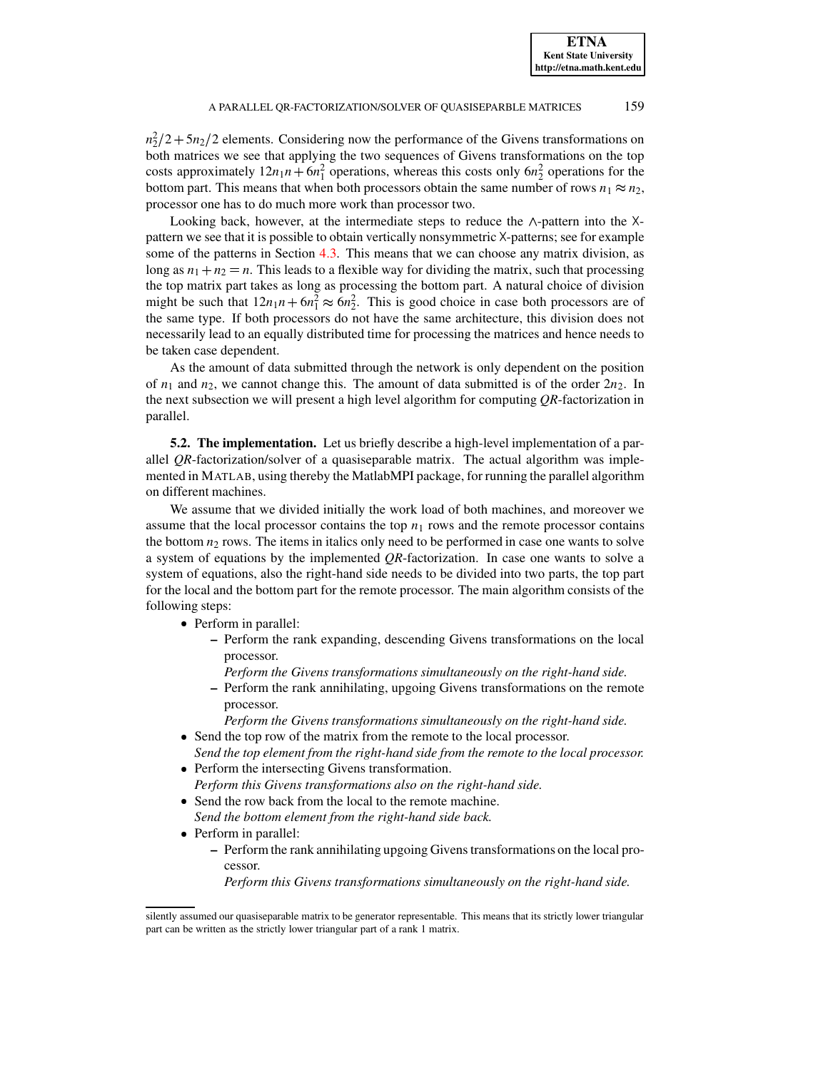$n_2^2/2 + 5n_2/2$ elements. Considering now the performance of the Givens transformations on both matrices we see that applying the two sequences of Givens transformations on the top costs approximately $12n_1n + 6n_1^2$ operations, whereas this costs only $6n_2^2$ operations for the bottom part. This means that when both processors obtain the same number of rows $n_1 \approx n_2$, processor one has to do much more work than processor two.

Looking back, however, at the intermediate steps to reduce the $\wedge$-pattern into the X-pattern we see that it is possible to obtain vertically nonsymmetric X-patterns; see for example some of the patterns in Section 4.3. This means that we can choose any matrix division, as long as $n_1 + n_2 = n$. This leads to a flexible way for dividing the matrix, such that processing the top matrix part takes as long as processing the bottom part. A natural choice of division might be such that $12n_1n + 6n_1^2 \approx 6n_2^2$. This is good choice in case both processors are of the same type. If both processors do not have the same architecture, this division does not necessarily lead to an equally distributed time for processing the matrices and hence needs to be taken case dependent.

As the amount of data submitted through the network is only dependent on the position of $n_1$ and $n_2$, we cannot change this. The amount of data submitted is of the order $2n_2$. In the next subsection we will present a high level algorithm for computing *QR*-factorization in parallel.

**5.2. The implementation.** Let us briefly describe a high-level implementation of a parallel *QR*-factorization/solver of a quasiseparable matrix. The actual algorithm was implemented in MATLAB, using thereby the MatlabMPI package, for running the parallel algorithm on different machines.

We assume that we divided initially the work load of both machines, and moreover we assume that the local processor contains the top $n_1$ rows and the remote processor contains the bottom $n_2$ rows. The items in italics only need to be performed in case one wants to solve a system of equations by the implemented *QR*-factorization. In case one wants to solve a system of equations, also the right-hand side needs to be divided into two parts, the top part for the local and the bottom part for the remote processor. The main algorithm consists of the following steps:

- Perform in parallel:
  - Perform the rank expanding, descending Givens transformations on the local processor.
    *Perform the Givens transformations simultaneously on the right-hand side.*
  - Perform the rank annihilating, upgoing Givens transformations on the remote processor.
    *Perform the Givens transformations simultaneously on the right-hand side.*
- Send the top row of the matrix from the remote to the local processor.
  *Send the top element from the right-hand side from the remote to the local processor.*
- Perform the intersecting Givens transformation.
  *Perform this Givens transformations also on the right-hand side.*
- Send the row back from the local to the remote machine.
  *Send the bottom element from the right-hand side back.*
- Perform in parallel:
  - Perform the rank annihilating upgoing Givens transformations on the local processor.
    *Perform this Givens transformations simultaneously on the right-hand side.*

silently assumed our quasiseparable matrix to be generator representable. This means that its strictly lower triangular part can be written as the strictly lower triangular part of a rank 1 matrix.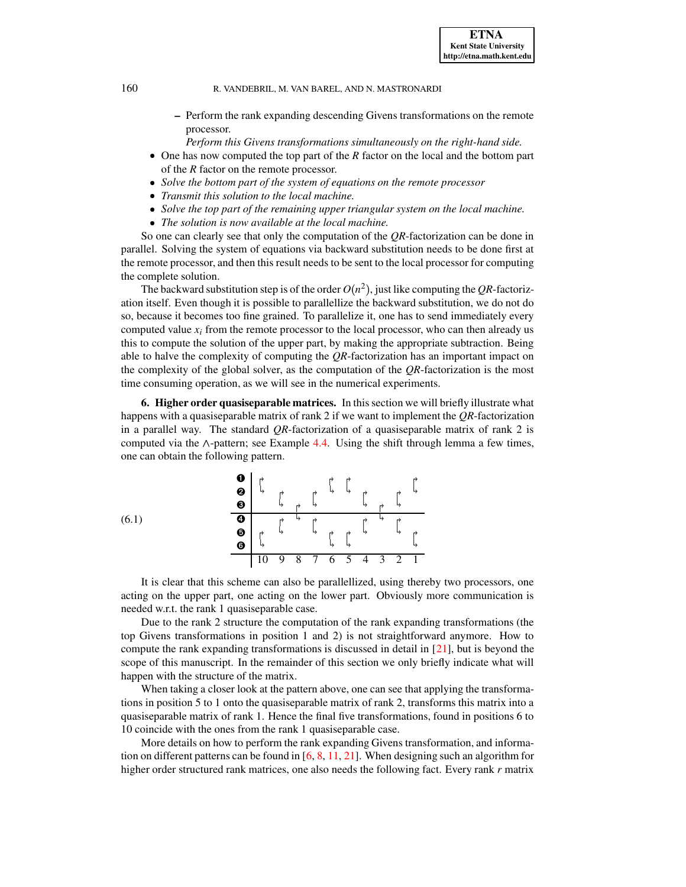- Perform the rank expanding descending Givens transformations on the remote processor.
    *Perform this Givens transformations simultaneously on the right-hand side.*
- One has now computed the top part of the $R$ factor on the local and the bottom part of the $R$ factor on the remote processor.
- *Solve the bottom part of the system of equations on the remote processor*
- *Transmit this solution to the local machine.*
- *Solve the top part of the remaining upper triangular system on the local machine.*
- *The solution is now available at the local machine.*

So one can clearly see that only the computation of the $QR$-factorization can be done in parallel. Solving the system of equations via backward substitution needs to be done first at the remote processor, and then this result needs to be sent to the local processor for computing the complete solution.

The backward substitution step is of the order $O(n^2)$, just like computing the $QR$-factorization itself. Even though it is possible to parallellize the backward substitution, we do not do so, because it becomes too fine grained. To parallelize it, one has to send immediately every computed value $x_i$ from the remote processor to the local processor, who can then already us this to compute the solution of the upper part, by making the appropriate subtraction. Being able to halve the complexity of computing the $QR$-factorization has an important impact on the complexity of the global solver, as the computation of the $QR$-factorization is the most time consuming operation, as we will see in the numerical experiments.

**6. Higher order quasiseparable matrices.** In this section we will briefly illustrate what happens with a quasiseparable matrix of rank 2 if we want to implement the $QR$-factorization in a parallel way. The standard $QR$-factorization of a quasiseparable matrix of rank 2 is computed via the $\wedge$-pattern; see Example 4.4. Using the shift through lemma a few times, one can obtain the following pattern.

(6.1) [Givens transformation pattern acting on rows ❶–❻, positions 10 9 8 7 6 5 4 3 2 1]

It is clear that this scheme can also be parallellized, using thereby two processors, one acting on the upper part, one acting on the lower part. Obviously more communication is needed w.r.t. the rank 1 quasiseparable case.

Due to the rank 2 structure the computation of the rank expanding transformations (the top Givens transformations in position 1 and 2) is not straightforward anymore. How to compute the rank expanding transformations is discussed in detail in [21], but is beyond the scope of this manuscript. In the remainder of this section we only briefly indicate what will happen with the structure of the matrix.

When taking a closer look at the pattern above, one can see that applying the transformations in position 5 to 1 onto the quasiseparable matrix of rank 2, transforms this matrix into a quasiseparable matrix of rank 1. Hence the final five transformations, found in positions 6 to 10 coincide with the ones from the rank 1 quasiseparable case.

More details on how to perform the rank expanding Givens transformation, and information on different patterns can be found in [6, 8, 11, 21]. When designing such an algorithm for higher order structured rank matrices, one also needs the following fact. Every rank $r$ matrix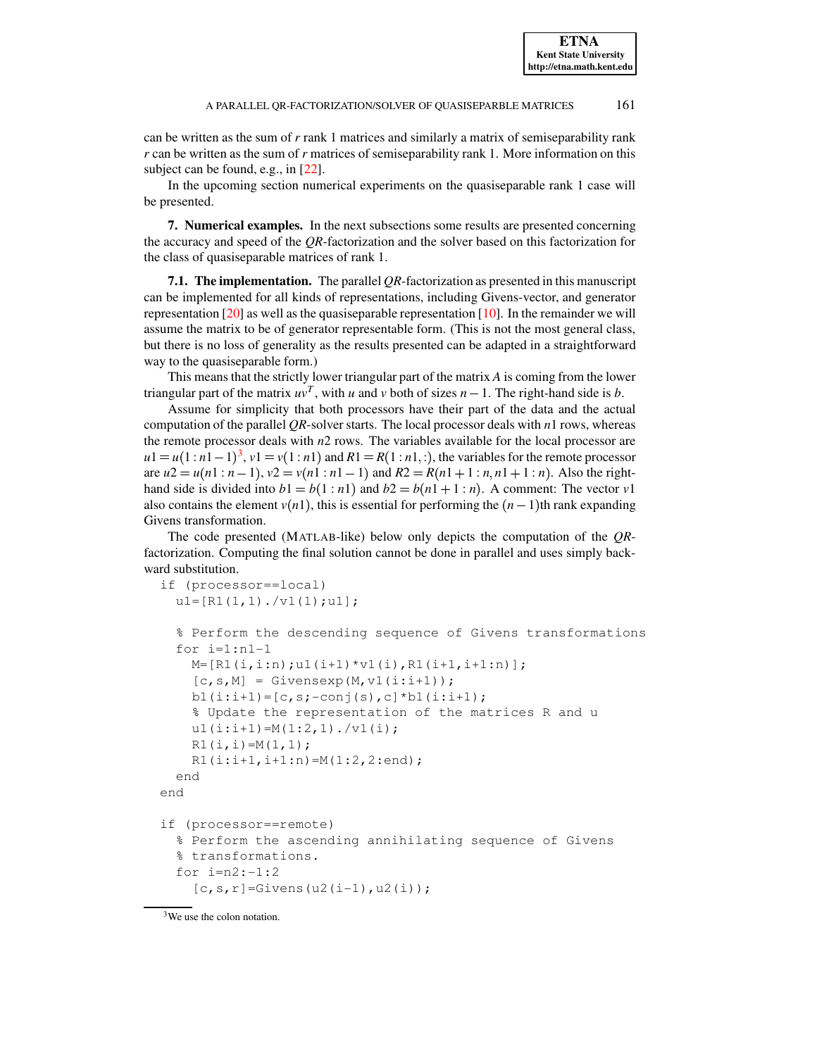can be written as the sum of $r$ rank 1 matrices and similarly a matrix of semiseparability rank $r$ can be written as the sum of $r$ matrices of semiseparability rank 1. More information on this subject can be found, e.g., in [22].

In the upcoming section numerical experiments on the quasiseparable rank 1 case will be presented.

## 7. Numerical examples.

In the next subsections some results are presented concerning the accuracy and speed of the $QR$-factorization and the solver based on this factorization for the class of quasiseparable matrices of rank 1.

### 7.1. The implementation.

The parallel $QR$-factorization as presented in this manuscript can be implemented for all kinds of representations, including Givens-vector, and generator representation [20] as well as the quasiseparable representation [10]. In the remainder we will assume the matrix to be of generator representable form. (This is not the most general class, but there is no loss of generality as the results presented can be adapted in a straightforward way to the quasiseparable form.)

This means that the strictly lower triangular part of the matrix $A$ is coming from the lower triangular part of the matrix $uv^T$, with $u$ and $v$ both of sizes $n-1$. The right-hand side is $b$.

Assume for simplicity that both processors have their part of the data and the actual computation of the parallel $QR$-solver starts. The local processor deals with $n1$ rows, whereas the remote processor deals with $n2$ rows. The variables available for the local processor are $u1 = u(1:n1-1)$[3], $v1 = v(1:n1)$ and $R1 = R(1:n1,:)$, the variables for the remote processor are $u2 = u(n1:n-1)$, $v2 = v(n1:n1-1)$ and $R2 = R(n1+1:n, n1+1:n)$. Also the right-hand side is divided into $b1 = b(1:n1)$ and $b2 = b(n1+1:n)$. A comment: The vector $v1$ also contains the element $v(n1)$, this is essential for performing the $(n-1)$th rank expanding Givens transformation.

The code presented (MATLAB-like) below only depicts the computation of the $QR$-factorization. Computing the final solution cannot be done in parallel and uses simply backward substitution.

```
if (processor==local)
  u1=[R1(1,1)./v1(1);u1];

  % Perform the descending sequence of Givens transformations
  for i=1:n1-1
    M=[R1(i,i:n);u1(i+1)*v1(i),R1(i+1,i+1:n)];
    [c,s,M] = Givensexp(M,v1(i:i+1));
    b1(i:i+1)=[c,s;-conj(s),c]*b1(i:i+1);
    % Update the representation of the matrices R and u
    u1(i:i+1)=M(1:2,1)./v1(i);
    R1(i,i)=M(1,1);
    R1(i:i+1,i+1:n)=M(1:2,2:end);
  end
end

if (processor==remote)
  % Perform the ascending annihilating sequence of Givens
  % transformations.
  for i=n2:-1:2
    [c,s,r]=Givens(u2(i-1),u2(i));
```

[3] We use the colon notation.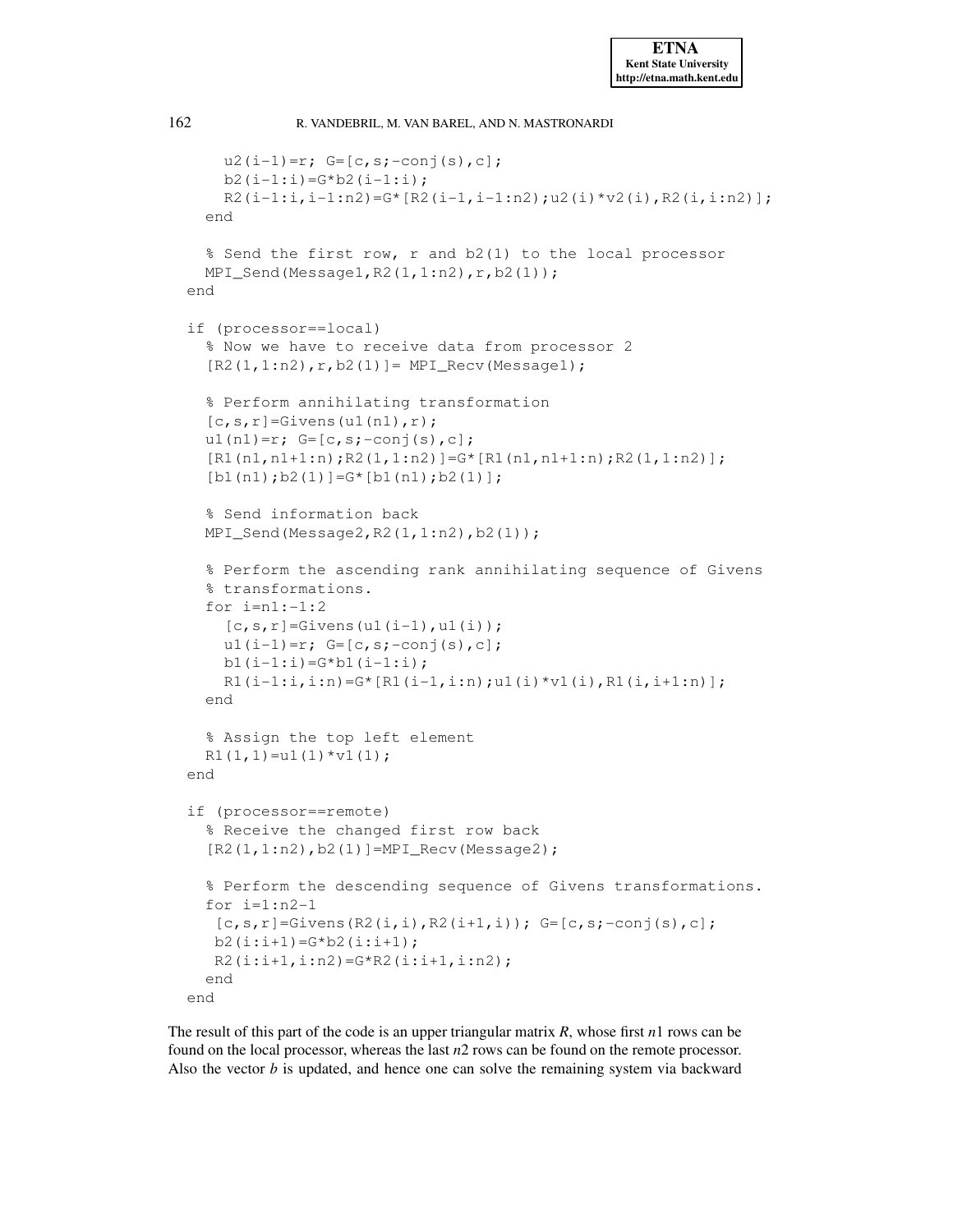```
    u2(i-1)=r; G=[c,s;-conj(s),c];
    b2(i-1:i)=G*b2(i-1:i);
    R2(i-1:i,i-1:n2)=G*[R2(i-1,i-1:n2);u2(i)*v2(i),R2(i,i:n2)];
  end

  % Send the first row, r and b2(1) to the local processor
  MPI_Send(Message1,R2(1,1:n2),r,b2(1));
end

if (processor==local)
  % Now we have to receive data from processor 2
  [R2(1,1:n2),r,b2(1)]= MPI_Recv(Message1);

  % Perform annihilating transformation
  [c,s,r]=Givens(u1(n1),r);
  u1(n1)=r; G=[c,s;-conj(s),c];
  [R1(n1,n1+1:n);R2(1,1:n2)]=G*[R1(n1,n1+1:n);R2(1,1:n2)];
  [b1(n1);b2(1)]=G*[b1(n1);b2(1)];

  % Send information back
  MPI_Send(Message2,R2(1,1:n2),b2(1));

  % Perform the ascending rank annihilating sequence of Givens
  % transformations.
  for i=n1:-1:2
    [c,s,r]=Givens(u1(i-1),u1(i));
    u1(i-1)=r; G=[c,s;-conj(s),c];
    b1(i-1:i)=G*b1(i-1:i);
    R1(i-1:i,i:n)=G*[R1(i-1,i:n);u1(i)*v1(i),R1(i,i+1:n)];
  end

  % Assign the top left element
  R1(1,1)=u1(1)*v1(1);
end

if (processor==remote)
  % Receive the changed first row back
  [R2(1,1:n2),b2(1)]=MPI_Recv(Message2);

  % Perform the descending sequence of Givens transformations.
  for i=1:n2-1
   [c,s,r]=Givens(R2(i,i),R2(i+1,i)); G=[c,s;-conj(s),c];
   b2(i:i+1)=G*b2(i:i+1);
   R2(i:i+1,i:n2)=G*R2(i:i+1,i:n2);
  end
end
```

The result of this part of the code is an upper triangular matrix $R$, whose first $n1$ rows can be found on the local processor, whereas the last $n2$ rows can be found on the remote processor. Also the vector $b$ is updated, and hence one can solve the remaining system via backward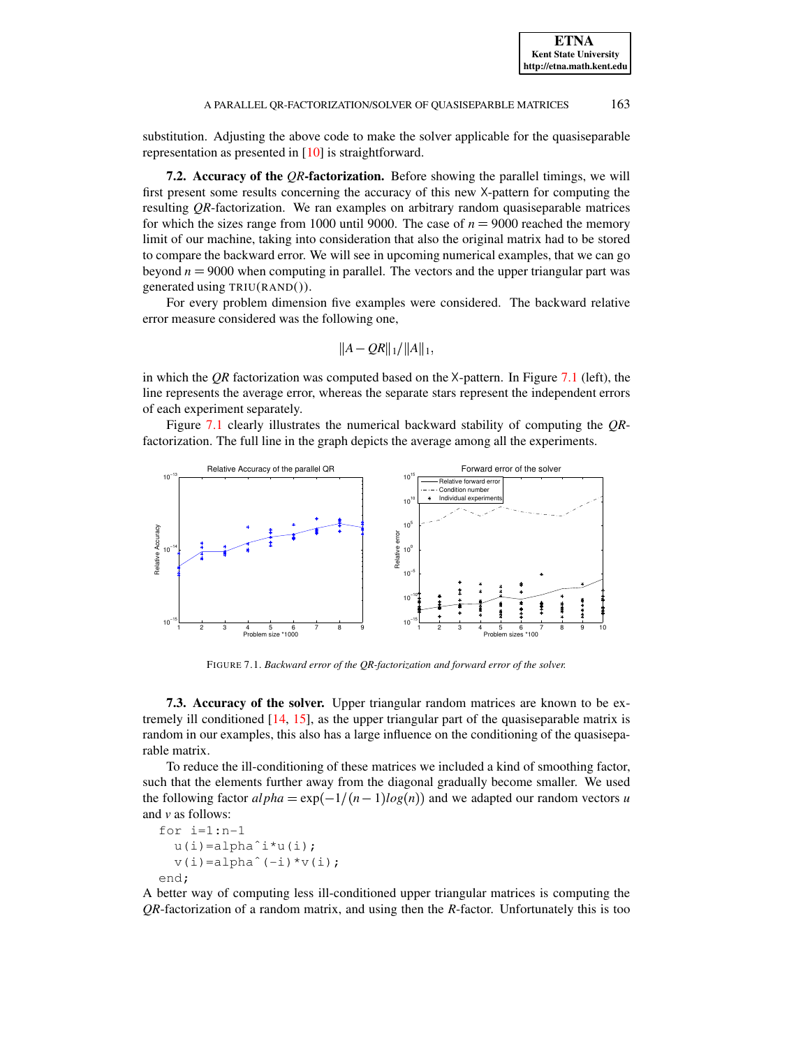substitution. Adjusting the above code to make the solver applicable for the quasiseparable representation as presented in [10] is straightforward.

**7.2. Accuracy of the *QR*-factorization.** Before showing the parallel timings, we will first present some results concerning the accuracy of this new X-pattern for computing the resulting *QR*-factorization. We ran examples on arbitrary random quasiseparable matrices for which the sizes range from 1000 until 9000. The case of $n = 9000$ reached the memory limit of our machine, taking into consideration that also the original matrix had to be stored to compare the backward error. We will see in upcoming numerical examples, that we can go beyond $n = 9000$ when computing in parallel. The vectors and the upper triangular part was generated using TRIU(RAND()).

For every problem dimension five examples were considered. The backward relative error measure considered was the following one,

$$\|A - QR\|_1 / \|A\|_1,$$

in which the *QR* factorization was computed based on the X-pattern. In Figure 7.1 (left), the line represents the average error, whereas the separate stars represent the independent errors of each experiment separately.

Figure 7.1 clearly illustrates the numerical backward stability of computing the *QR*-factorization. The full line in the graph depicts the average among all the experiments.

FIGURE 7.1. *Backward error of the QR-factorization and forward error of the solver.*

**7.3. Accuracy of the solver.** Upper triangular random matrices are known to be extremely ill conditioned [14, 15], as the upper triangular part of the quasiseparable matrix is random in our examples, this also has a large influence on the conditioning of the quasiseparable matrix.

To reduce the ill-conditioning of these matrices we included a kind of smoothing factor, such that the elements further away from the diagonal gradually become smaller. We used the following factor $alpha = \exp(-1/(n-1)log(n))$ and we adapted our random vectors $u$ and $v$ as follows:

```
for i=1:n-1
  u(i)=alpha^i*u(i);
  v(i)=alpha^(-i)*v(i);
end;
```

A better way of computing less ill-conditioned upper triangular matrices is computing the *QR*-factorization of a random matrix, and using then the *R*-factor. Unfortunately this is too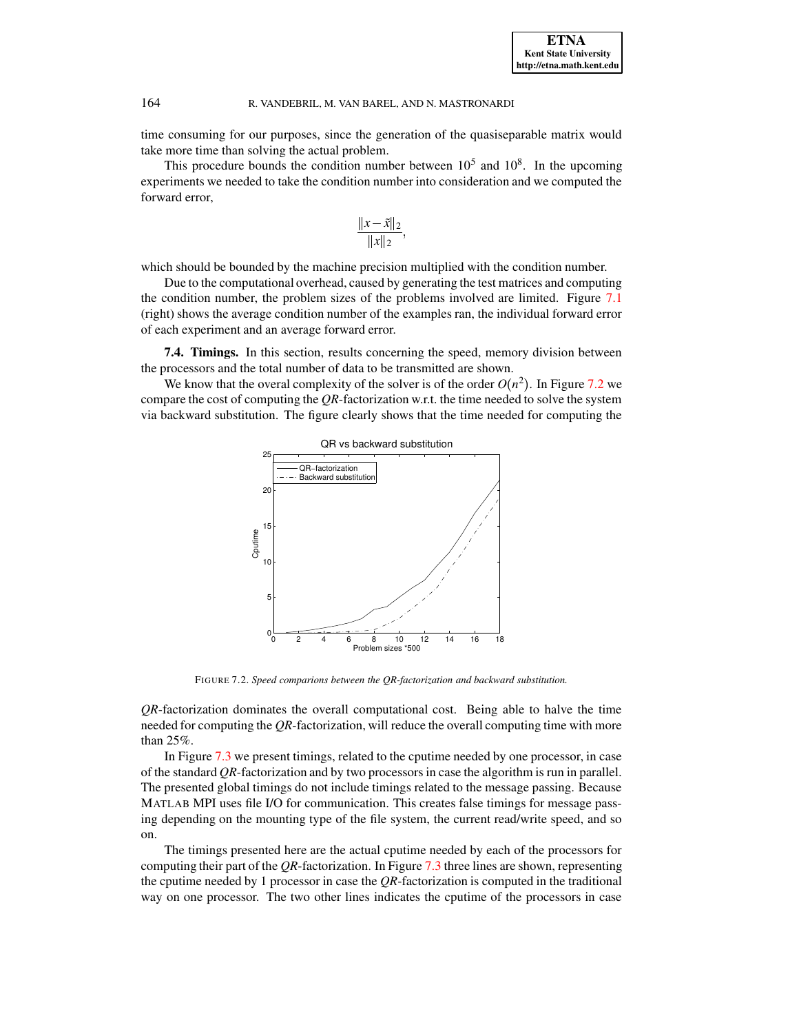time consuming for our purposes, since the generation of the quasiseparable matrix would take more time than solving the actual problem.

This procedure bounds the condition number between $10^5$ and $10^8$. In the upcoming experiments we needed to take the condition number into consideration and we computed the forward error,

$$\frac{\|x-\tilde{x}\|_2}{\|x\|_2},$$

which should be bounded by the machine precision multiplied with the condition number.

Due to the computational overhead, caused by generating the test matrices and computing the condition number, the problem sizes of the problems involved are limited. Figure 7.1 (right) shows the average condition number of the examples ran, the individual forward error of each experiment and an average forward error.

**7.4. Timings.** In this section, results concerning the speed, memory division between the processors and the total number of data to be transmitted are shown.

We know that the overal complexity of the solver is of the order $O(n^2)$. In Figure 7.2 we compare the cost of computing the *QR*-factorization w.r.t. the time needed to solve the system via backward substitution. The figure clearly shows that the time needed for computing the

FIGURE 7.2. *Speed comparions between the QR-factorization and backward substitution.*

*QR*-factorization dominates the overall computational cost. Being able to halve the time needed for computing the *QR*-factorization, will reduce the overall computing time with more than 25%.

In Figure 7.3 we present timings, related to the cputime needed by one processor, in case of the standard *QR*-factorization and by two processors in case the algorithm is run in parallel. The presented global timings do not include timings related to the message passing. Because MATLAB MPI uses file I/O for communication. This creates false timings for message passing depending on the mounting type of the file system, the current read/write speed, and so on.

The timings presented here are the actual cputime needed by each of the processors for computing their part of the *QR*-factorization. In Figure 7.3 three lines are shown, representing the cputime needed by 1 processor in case the *QR*-factorization is computed in the traditional way on one processor. The two other lines indicates the cputime of the processors in case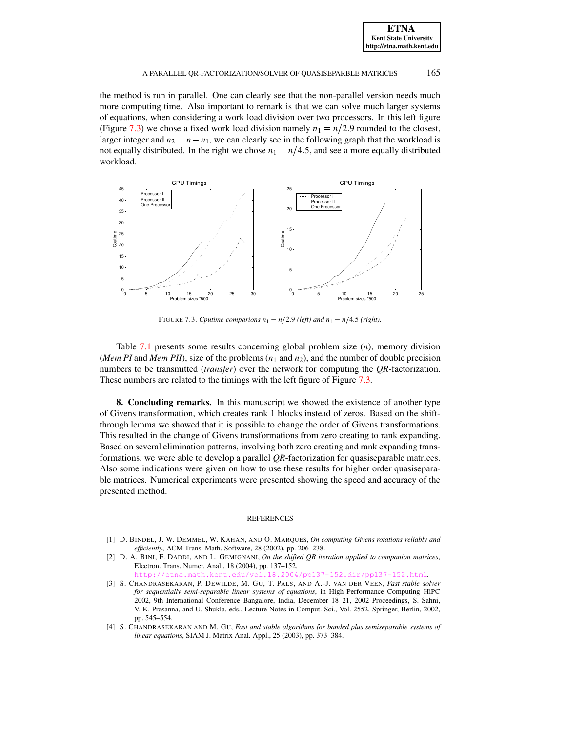the method is run in parallel. One can clearly see that the non-parallel version needs much more computing time. Also important to remark is that we can solve much larger systems of equations, when considering a work load division over two processors. In this left figure (Figure 7.3) we chose a fixed work load division namely $n_1 = n/2.9$ rounded to the closest, larger integer and $n_2 = n - n_1$, we can clearly see in the following graph that the workload is not equally distributed. In the right we chose $n_1 = n/4.5$, and see a more equally distributed workload.

FIGURE 7.3. *Cputime comparions $n_1 = n/2.9$ (left) and $n_1 = n/4.5$ (right).*

Table 7.1 presents some results concerning global problem size ($n$), memory division (*Mem PI* and *Mem PII*), size of the problems ($n_1$ and $n_2$), and the number of double precision numbers to be transmitted (*transfer*) over the network for computing the *QR*-factorization. These numbers are related to the timings with the left figure of Figure 7.3.

**8. Concluding remarks.** In this manuscript we showed the existence of another type of Givens transformation, which creates rank 1 blocks instead of zeros. Based on the shift-through lemma we showed that it is possible to change the order of Givens transformations. This resulted in the change of Givens transformations from zero creating to rank expanding. Based on several elimination patterns, involving both zero creating and rank expanding transformations, we were able to develop a parallel *QR*-factorization for quasiseparable matrices. Also some indications were given on how to use these results for higher order quasiseparable matrices. Numerical experiments were presented showing the speed and accuracy of the presented method.

## REFERENCES

[1] D. BINDEL, J. W. DEMMEL, W. KAHAN, AND O. MARQUES, *On computing Givens rotations reliably and efficiently*, ACM Trans. Math. Software, 28 (2002), pp. 206–238.

[2] D. A. BINI, F. DADDI, AND L. GEMIGNANI, *On the shifted QR iteration applied to companion matrices*, Electron. Trans. Numer. Anal., 18 (2004), pp. 137–152. http://etna.math.kent.edu/vol.18.2004/pp137-152.dir/pp137-152.html.

[3] S. CHANDRASEKARAN, P. DEWILDE, M. GU, T. PALS, AND A.-J. VAN DER VEEN, *Fast stable solver for sequentially semi-separable linear systems of equations*, in High Performance Computing–HiPC 2002, 9th International Conference Bangalore, India, December 18–21, 2002 Proceedings, S. Sahni, V. K. Prasanna, and U. Shukla, eds., Lecture Notes in Comput. Sci., Vol. 2552, Springer, Berlin, 2002, pp. 545–554.

[4] S. CHANDRASEKARAN AND M. GU, *Fast and stable algorithms for banded plus semiseparable systems of linear equations*, SIAM J. Matrix Anal. Appl., 25 (2003), pp. 373–384.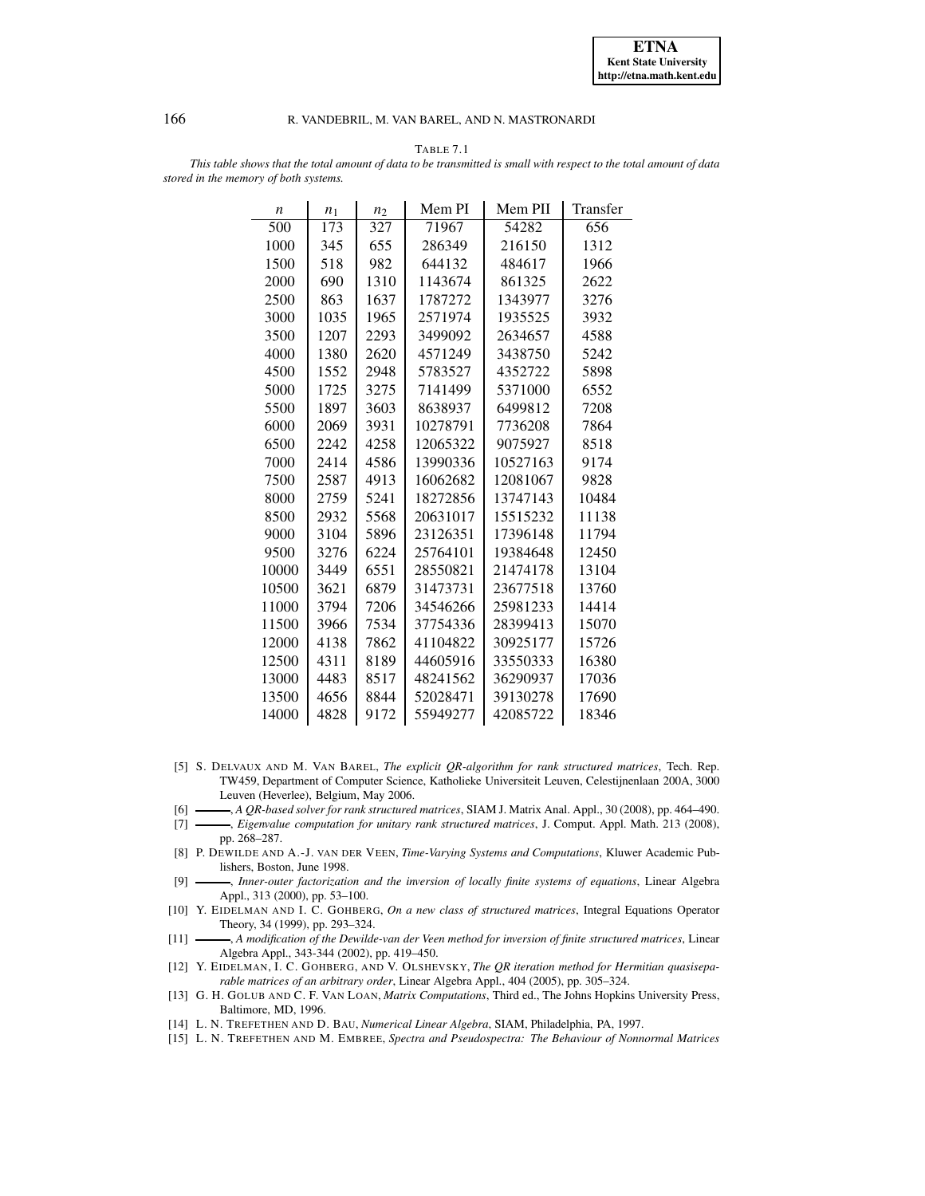TABLE 7.1

*This table shows that the total amount of data to be transmitted is small with respect to the total amount of data stored in the memory of both systems.*

| $n$ | $n_1$ | $n_2$ | Mem PI | Mem PII | Transfer |
|---|---|---|---|---|---|
| 500 | 173 | 327 | 71967 | 54282 | 656 |
| 1000 | 345 | 655 | 286349 | 216150 | 1312 |
| 1500 | 518 | 982 | 644132 | 484617 | 1966 |
| 2000 | 690 | 1310 | 1143674 | 861325 | 2622 |
| 2500 | 863 | 1637 | 1787272 | 1343977 | 3276 |
| 3000 | 1035 | 1965 | 2571974 | 1935525 | 3932 |
| 3500 | 1207 | 2293 | 3499092 | 2634657 | 4588 |
| 4000 | 1380 | 2620 | 4571249 | 3438750 | 5242 |
| 4500 | 1552 | 2948 | 5783527 | 4352722 | 5898 |
| 5000 | 1725 | 3275 | 7141499 | 5371000 | 6552 |
| 5500 | 1897 | 3603 | 8638937 | 6499812 | 7208 |
| 6000 | 2069 | 3931 | 10278791 | 7736208 | 7864 |
| 6500 | 2242 | 4258 | 12065322 | 9075927 | 8518 |
| 7000 | 2414 | 4586 | 13990336 | 10527163 | 9174 |
| 7500 | 2587 | 4913 | 16062682 | 12081067 | 9828 |
| 8000 | 2759 | 5241 | 18272856 | 13747143 | 10484 |
| 8500 | 2932 | 5568 | 20631017 | 15515232 | 11138 |
| 9000 | 3104 | 5896 | 23126351 | 17396148 | 11794 |
| 9500 | 3276 | 6224 | 25764101 | 19384648 | 12450 |
| 10000 | 3449 | 6551 | 28550821 | 21474178 | 13104 |
| 10500 | 3621 | 6879 | 31473731 | 23677518 | 13760 |
| 11000 | 3794 | 7206 | 34546266 | 25981233 | 14414 |
| 11500 | 3966 | 7534 | 37754336 | 28399413 | 15070 |
| 12000 | 4138 | 7862 | 41104822 | 30925177 | 15726 |
| 12500 | 4311 | 8189 | 44605916 | 33550333 | 16380 |
| 13000 | 4483 | 8517 | 48241562 | 36290937 | 17036 |
| 13500 | 4656 | 8844 | 52028471 | 39130278 | 17690 |
| 14000 | 4828 | 9172 | 55949277 | 42085722 | 18346 |

[5] S. DELVAUX AND M. VAN BAREL, *The explicit QR-algorithm for rank structured matrices*, Tech. Rep. TW459, Department of Computer Science, Katholieke Universiteit Leuven, Celestijnenlaan 200A, 3000 Leuven (Heverlee), Belgium, May 2006.

[6] ———, *A QR-based solver for rank structured matrices*, SIAM J. Matrix Anal. Appl., 30 (2008), pp. 464–490.

[7] ———, *Eigenvalue computation for unitary rank structured matrices*, J. Comput. Appl. Math. 213 (2008), pp. 268–287.

[8] P. DEWILDE AND A.-J. VAN DER VEEN, *Time-Varying Systems and Computations*, Kluwer Academic Publishers, Boston, June 1998.

[9] ———, *Inner-outer factorization and the inversion of locally finite systems of equations*, Linear Algebra Appl., 313 (2000), pp. 53–100.

[10] Y. EIDELMAN AND I. C. GOHBERG, *On a new class of structured matrices*, Integral Equations Operator Theory, 34 (1999), pp. 293–324.

[11] ———, *A modification of the Dewilde-van der Veen method for inversion of finite structured matrices*, Linear Algebra Appl., 343-344 (2002), pp. 419–450.

[12] Y. EIDELMAN, I. C. GOHBERG, AND V. OLSHEVSKY, *The QR iteration method for Hermitian quasiseparable matrices of an arbitrary order*, Linear Algebra Appl., 404 (2005), pp. 305–324.

[13] G. H. GOLUB AND C. F. VAN LOAN, *Matrix Computations*, Third ed., The Johns Hopkins University Press, Baltimore, MD, 1996.

[14] L. N. TREFETHEN AND D. BAU, *Numerical Linear Algebra*, SIAM, Philadelphia, PA, 1997.

[15] L. N. TREFETHEN AND M. EMBREE, *Spectra and Pseudospectra: The Behaviour of Nonnormal Matrices*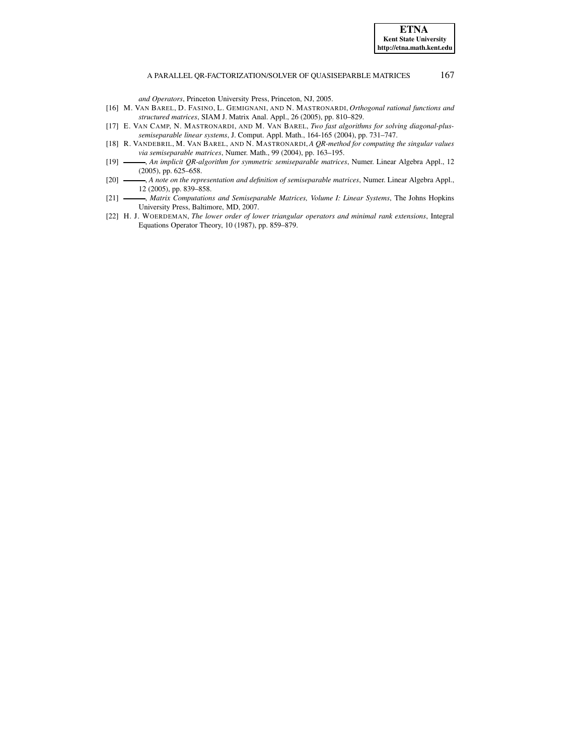*and Operators*, Princeton University Press, Princeton, NJ, 2005.

[16] M. Van Barel, D. Fasino, L. Gemignani, and N. Mastronardi, *Orthogonal rational functions and structured matrices*, SIAM J. Matrix Anal. Appl., 26 (2005), pp. 810–829.

[17] E. Van Camp, N. Mastronardi, and M. Van Barel, *Two fast algorithms for solving diagonal-plus-semiseparable linear systems*, J. Comput. Appl. Math., 164-165 (2004), pp. 731–747.

[18] R. Vandebril, M. Van Barel, and N. Mastronardi, *A QR-method for computing the singular values via semiseparable matrices*, Numer. Math., 99 (2004), pp. 163–195.

[19] ———, *An implicit QR-algorithm for symmetric semiseparable matrices*, Numer. Linear Algebra Appl., 12 (2005), pp. 625–658.

[20] ———, *A note on the representation and definition of semiseparable matrices*, Numer. Linear Algebra Appl., 12 (2005), pp. 839–858.

[21] ———, *Matrix Computations and Semiseparable Matrices, Volume I: Linear Systems*, The Johns Hopkins University Press, Baltimore, MD, 2007.

[22] H. J. Woerdeman, *The lower order of lower triangular operators and minimal rank extensions*, Integral Equations Operator Theory, 10 (1987), pp. 859–879.